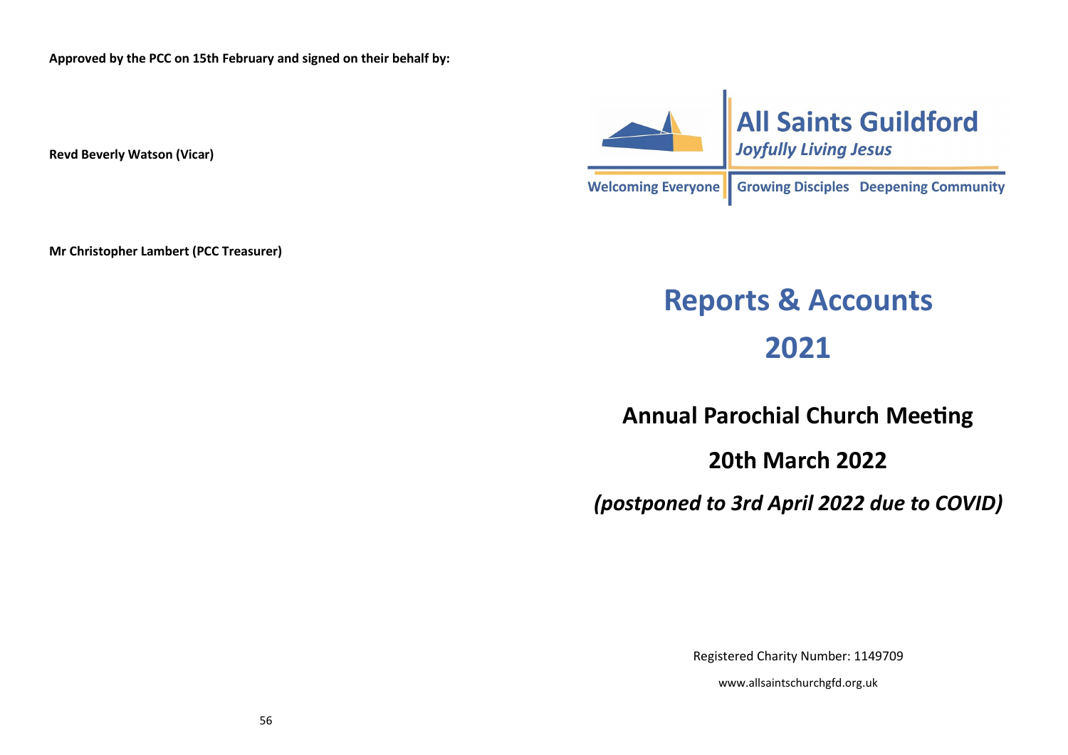**Approved by the PCC on 15th February and signed on their behalf by:**

**Revd Beverly Watson (Vicar)**

**Mr Christopher Lambert (PCC Treasurer)**

# All Saints Guildford

*Joyfully Living Jesus*

Welcoming Everyone | Growing Disciples | Deepening Community

# Reports & Accounts 2021

## Annual Parochial Church Meeting

## 20th March 2022

***(postponed to 3rd April 2022 due to COVID)***

Registered Charity Number: 1149709

www.allsaintschurchgfd.org.uk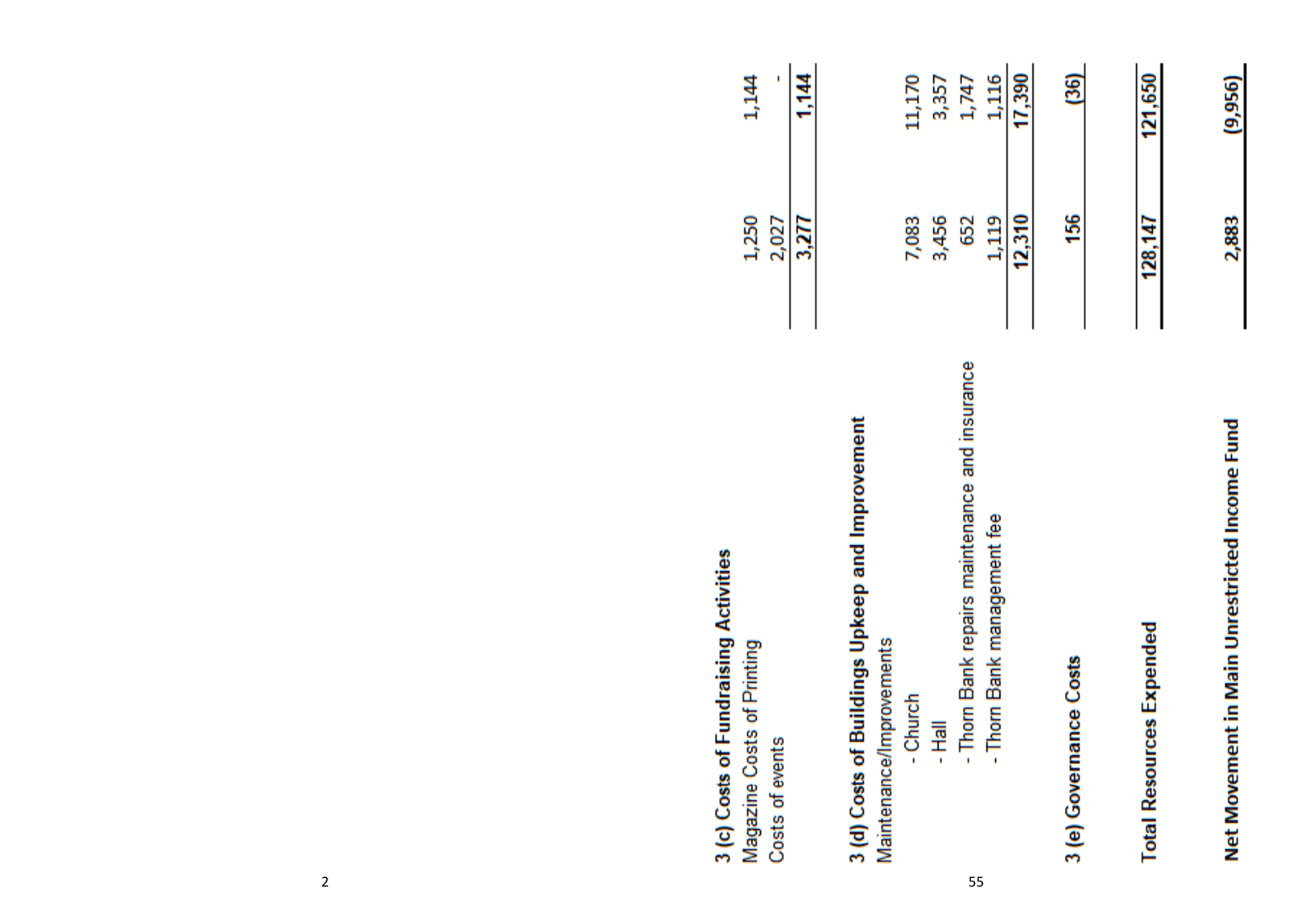| | | |
|---|---|---|
| **3 (c) Costs of Fundraising Activities** | | |
| Magazine Costs of Printing | 1,250 | 1,144 |
| Costs of events | 2,027 | - |
| | **3,277** | **1,144** |
| | | |
| **3 (d) Costs of Buildings Upkeep and Improvement** | | |
| Maintenance/Improvements | | |
| - Church | 7,083 | 11,170 |
| - Hall | 3,456 | 3,357 |
| - Thorn Bank repairs maintenance and insurance | 652 | 1,747 |
| - Thorn Bank management fee | 1,119 | 1,116 |
| | **12,310** | **17,390** |
| | | |
| **3 (e) Governance Costs** | **156** | **(36)** |
| | | |
| **Total Resources Expended** | **128,147** | **121,650** |
| | | |
| **Net Movement in Main Unrestricted Income Fund** | **2,883** | **(9,956)** |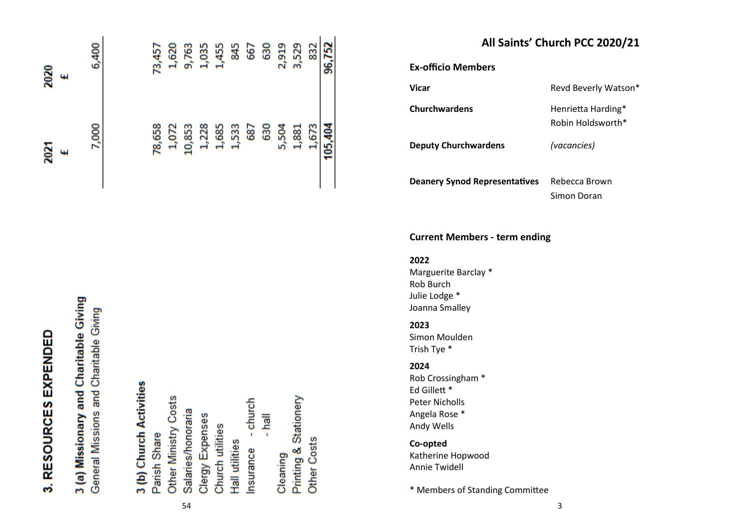## 3. RESOURCES EXPENDED

| | 2021 £ | 2020 £ |
|---|---|---|
| **3 (a) Missionary and Charitable Giving** | | |
| General Missions and Charitable Giving | 7,000 | 6,400 |
| **3 (b) Church Activities** | | |
| Parish Share | 78,658 | 73,457 |
| Other Ministry Costs | 1,072 | 1,620 |
| Salaries/honoraria | 10,853 | 9,763 |
| Clergy Expenses | 1,228 | 1,035 |
| Church utilities | 1,685 | 1,455 |
| Hall utilities | 1,533 | 845 |
| Insurance - church | 687 | 667 |
| - hall | 630 | 630 |
| Cleaning | 5,504 | 2,919 |
| Printing & Stationery | 1,881 | 3,529 |
| Other Costs | 1,673 | 832 |
| | **105,404** | **96,752** |

# All Saints' Church PCC 2020/21

### Ex-officio Members

| | |
|---|---|
| **Vicar** | Revd Beverly Watson* |
| **Churchwardens** | Henrietta Harding* <br> Robin Holdsworth* |
| **Deputy Churchwardens** | *(vacancies)* |
| **Deanery Synod Representatives** | Rebecca Brown <br> Simon Doran |

### Current Members - term ending

**2022**
Marguerite Barclay *
Rob Burch
Julie Lodge *
Joanna Smalley

**2023**
Simon Moulden
Trish Tye *

**2024**
Rob Crossingham *
Ed Gillett *
Peter Nicholls
Angela Rose *
Andy Wells

**Co-opted**
Katherine Hopwood
Annie Twidell

\* Members of Standing Committee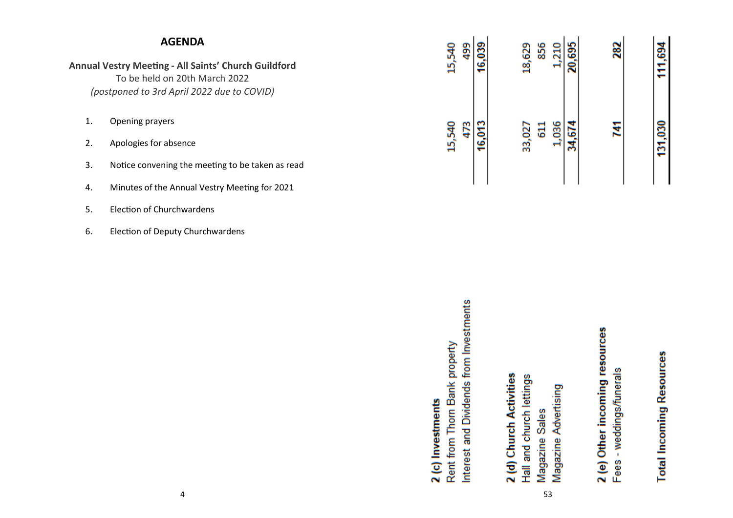## AGENDA

**Annual Vestry Meeting - All Saints' Church Guildford**

To be held on 20th March 2022

*(postponed to 3rd April 2022 due to COVID)*

1. Opening prayers
2. Apologies for absence
3. Notice convening the meeting to be taken as read
4. Minutes of the Annual Vestry Meeting for 2021
5. Election of Churchwardens
6. Election of Deputy Churchwardens

| | | |
|---|---|---|
| **2 (c) Investments** | | |
| Rent from Thorn Bank property | 15,540 | 15,540 |
| Interest and Dividends from Investments | 473 | 499 |
| | **16,013** | **16,039** |
| **2 (d) Church Activities** | | |
| Hall and church lettings | 33,027 | 18,629 |
| Magazine Sales | 611 | 856 |
| Magazine Advertising | 1,036 | 1,210 |
| | **34,674** | **20,695** |
| **2 (e) Other incoming resources** | | |
| Fees - weddings/funerals | **741** | **282** |
| **Total Incoming Resources** | **131,030** | **111,694** |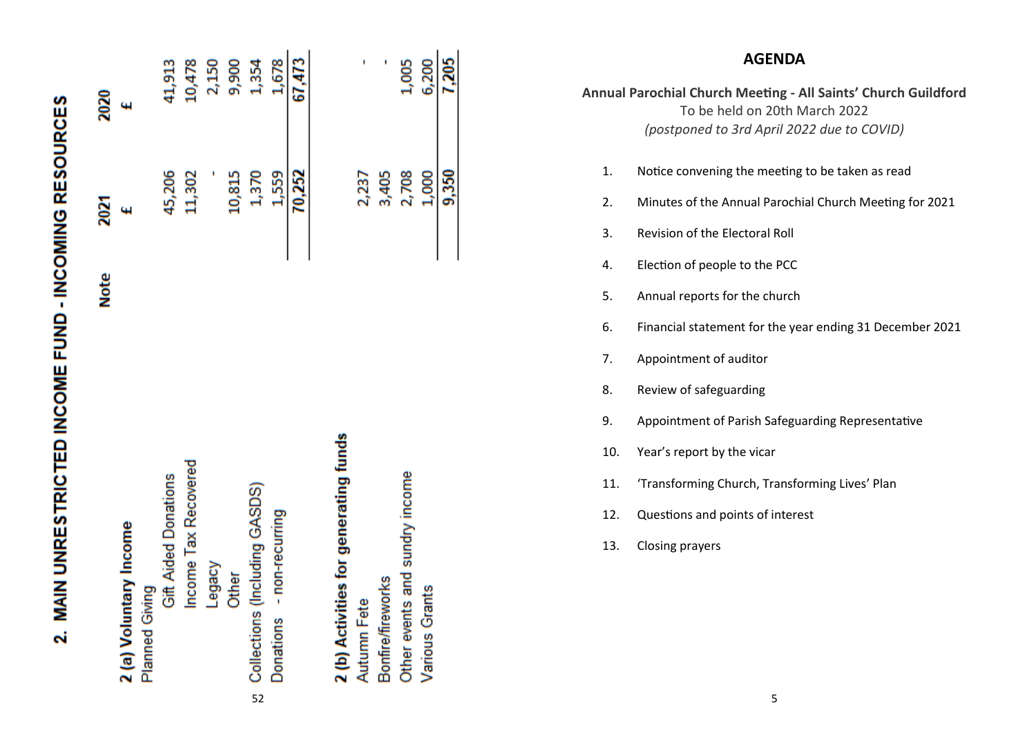## 2. MAIN UNRESTRICTED INCOME FUND - INCOMING RESOURCES

| | Note | 2021 | 2020 |
|---|---|---|---|
| | | £ | £ |
| **2 (a) Voluntary Income** | | | |
| Planned Giving | | | |
| Gift Aided Donations | | 45,206 | 41,913 |
| Income Tax Recovered | | 11,302 | 10,478 |
| Legacy | | - | 2,150 |
| Other | | 10,815 | 9,900 |
| Collections (Including GASDS) | | 1,370 | 1,354 |
| Donations - non-recurring | | 1,559 | 1,678 |
| | | **70,252** | **67,473** |
| **2 (b) Activities for generating funds** | | | |
| Autumn Fete | | 2,237 | - |
| Bonfire/fireworks | | 3,405 | - |
| Other events and sundry income | | 2,708 | 1,005 |
| Various Grants | | 1,000 | 6,200 |
| | | **9,350** | **7,205** |

## AGENDA

**Annual Parochial Church Meeting - All Saints' Church Guildford**

To be held on 20th March 2022

*(postponed to 3rd April 2022 due to COVID)*

1. Notice convening the meeting to be taken as read
2. Minutes of the Annual Parochial Church Meeting for 2021
3. Revision of the Electoral Roll
4. Election of people to the PCC
5. Annual reports for the church
6. Financial statement for the year ending 31 December 2021
7. Appointment of auditor
8. Review of safeguarding
9. Appointment of Parish Safeguarding Representative
10. Year's report by the vicar
11. 'Transforming Church, Transforming Lives' Plan
12. Questions and points of interest
13. Closing prayers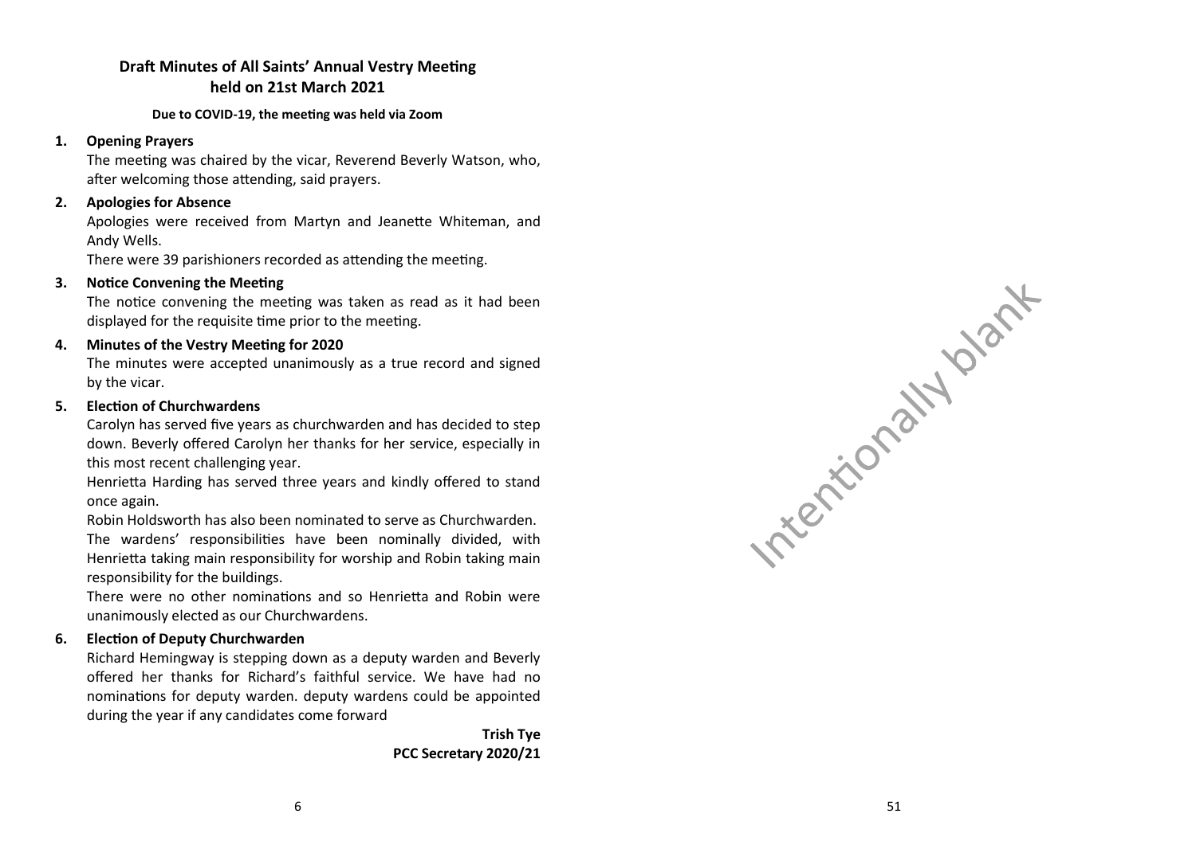## Draft Minutes of All Saints' Annual Vestry Meeting held on 21st March 2021

**Due to COVID-19, the meeting was held via Zoom**

1. **Opening Prayers**

   The meeting was chaired by the vicar, Reverend Beverly Watson, who, after welcoming those attending, said prayers.

2. **Apologies for Absence**

   Apologies were received from Martyn and Jeanette Whiteman, and Andy Wells.

   There were 39 parishioners recorded as attending the meeting.

3. **Notice Convening the Meeting**

   The notice convening the meeting was taken as read as it had been displayed for the requisite time prior to the meeting.

4. **Minutes of the Vestry Meeting for 2020**

   The minutes were accepted unanimously as a true record and signed by the vicar.

5. **Election of Churchwardens**

   Carolyn has served five years as churchwarden and has decided to step down. Beverly offered Carolyn her thanks for her service, especially in this most recent challenging year.

   Henrietta Harding has served three years and kindly offered to stand once again.

   Robin Holdsworth has also been nominated to serve as Churchwarden.

   The wardens' responsibilities have been nominally divided, with Henrietta taking main responsibility for worship and Robin taking main responsibility for the buildings.

   There were no other nominations and so Henrietta and Robin were unanimously elected as our Churchwardens.

6. **Election of Deputy Churchwarden**

   Richard Hemingway is stepping down as a deputy warden and Beverly offered her thanks for Richard's faithful service. We have had no nominations for deputy warden. deputy wardens could be appointed during the year if any candidates come forward

**Trish Tye**
**PCC Secretary 2020/21**

Intentionally blank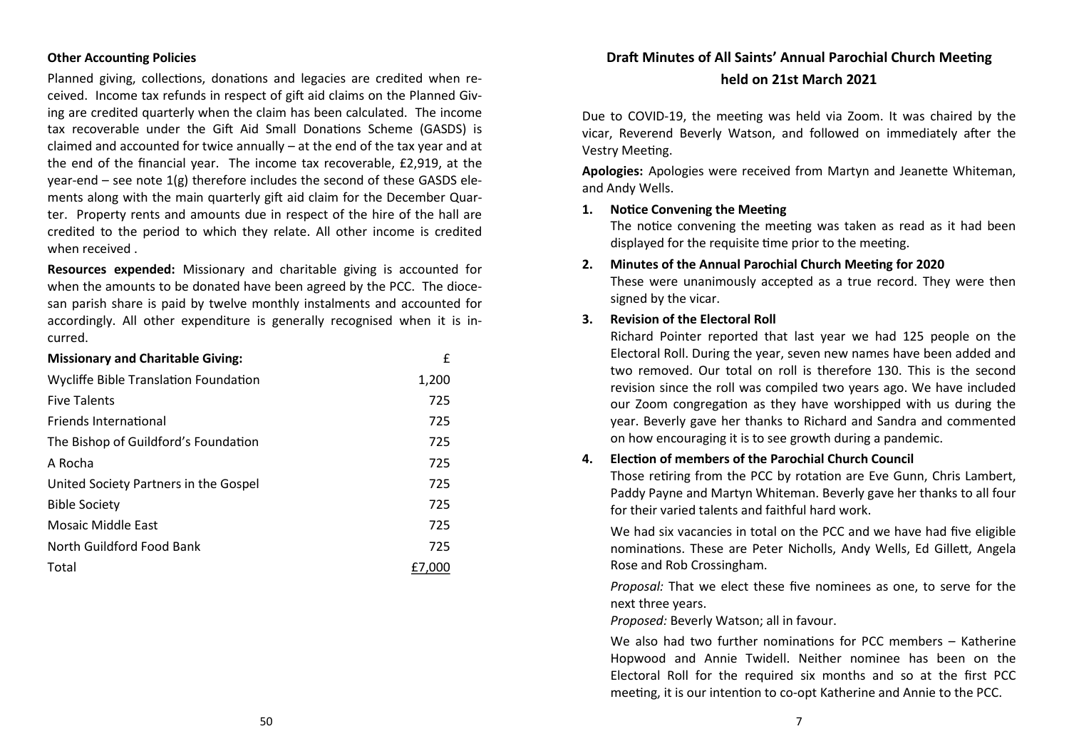### Other Accounting Policies

Planned giving, collections, donations and legacies are credited when received. Income tax refunds in respect of gift aid claims on the Planned Giving are credited quarterly when the claim has been calculated. The income tax recoverable under the Gift Aid Small Donations Scheme (GASDS) is claimed and accounted for twice annually – at the end of the tax year and at the end of the financial year. The income tax recoverable, £2,919, at the year-end – see note 1(g) therefore includes the second of these GASDS elements along with the main quarterly gift aid claim for the December Quarter. Property rents and amounts due in respect of the hire of the hall are credited to the period to which they relate. All other income is credited when received .

**Resources expended:** Missionary and charitable giving is accounted for when the amounts to be donated have been agreed by the PCC. The diocesan parish share is paid by twelve monthly instalments and accounted for accordingly. All other expenditure is generally recognised when it is incurred.

| **Missionary and Charitable Giving:** | £ |
|---|---|
| Wycliffe Bible Translation Foundation | 1,200 |
| Five Talents | 725 |
| Friends International | 725 |
| The Bishop of Guildford's Foundation | 725 |
| A Rocha | 725 |
| United Society Partners in the Gospel | 725 |
| Bible Society | 725 |
| Mosaic Middle East | 725 |
| North Guildford Food Bank | 725 |
| Total | £7,000 |

## Draft Minutes of All Saints' Annual Parochial Church Meeting held on 21st March 2021

Due to COVID-19, the meeting was held via Zoom. It was chaired by the vicar, Reverend Beverly Watson, and followed on immediately after the Vestry Meeting.

**Apologies:** Apologies were received from Martyn and Jeanette Whiteman, and Andy Wells.

1. **Notice Convening the Meeting**
   The notice convening the meeting was taken as read as it had been displayed for the requisite time prior to the meeting.

2. **Minutes of the Annual Parochial Church Meeting for 2020**
   These were unanimously accepted as a true record. They were then signed by the vicar.

3. **Revision of the Electoral Roll**
   Richard Pointer reported that last year we had 125 people on the Electoral Roll. During the year, seven new names have been added and two removed. Our total on roll is therefore 130. This is the second revision since the roll was compiled two years ago. We have included our Zoom congregation as they have worshipped with us during the year. Beverly gave her thanks to Richard and Sandra and commented on how encouraging it is to see growth during a pandemic.

4. **Election of members of the Parochial Church Council**
   Those retiring from the PCC by rotation are Eve Gunn, Chris Lambert, Paddy Payne and Martyn Whiteman. Beverly gave her thanks to all four for their varied talents and faithful hard work.

   We had six vacancies in total on the PCC and we have had five eligible nominations. These are Peter Nicholls, Andy Wells, Ed Gillett, Angela Rose and Rob Crossingham.

   *Proposal:* That we elect these five nominees as one, to serve for the next three years.
   *Proposed:* Beverly Watson; all in favour.

   We also had two further nominations for PCC members – Katherine Hopwood and Annie Twidell. Neither nominee has been on the Electoral Roll for the required six months and so at the first PCC meeting, it is our intention to co-opt Katherine and Annie to the PCC.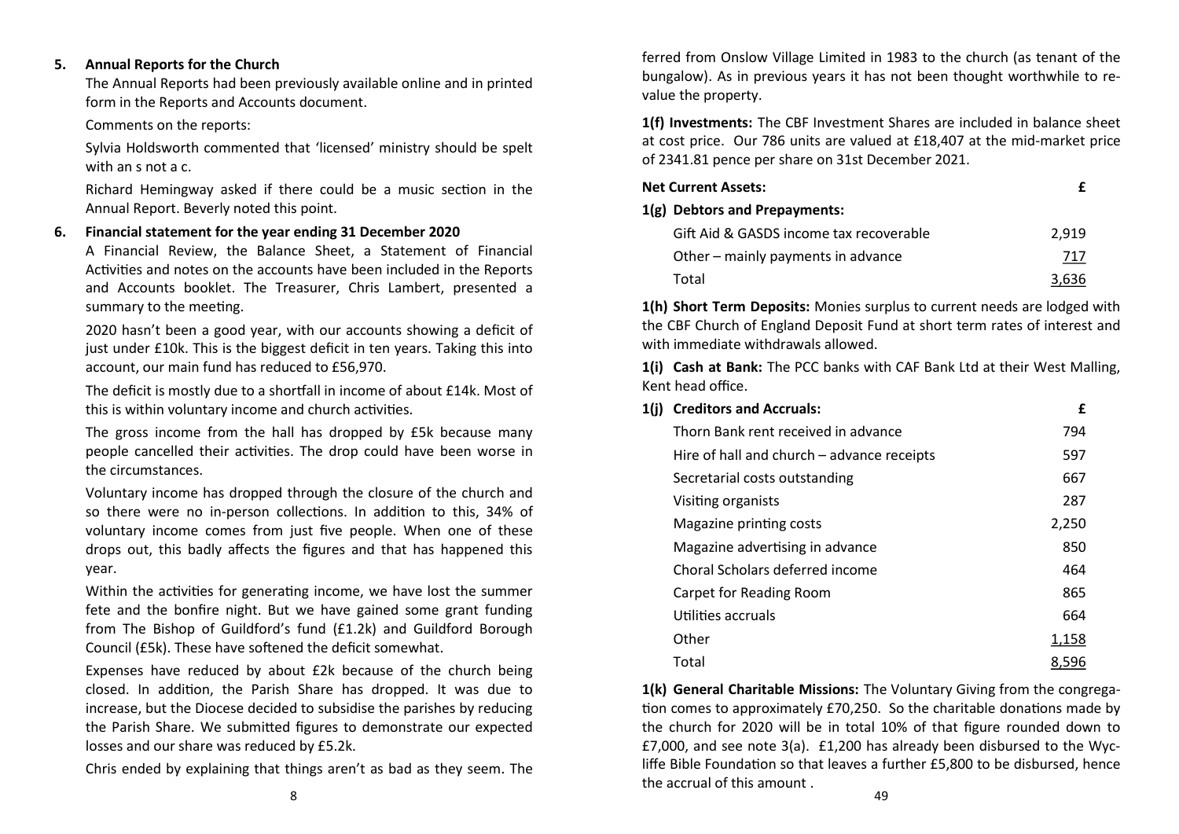5. **Annual Reports for the Church**

The Annual Reports had been previously available online and in printed form in the Reports and Accounts document.

Comments on the reports:

Sylvia Holdsworth commented that 'licensed' ministry should be spelt with an s not a c.

Richard Hemingway asked if there could be a music section in the Annual Report. Beverly noted this point.

6. **Financial statement for the year ending 31 December 2020**

A Financial Review, the Balance Sheet, a Statement of Financial Activities and notes on the accounts have been included in the Reports and Accounts booklet. The Treasurer, Chris Lambert, presented a summary to the meeting.

2020 hasn't been a good year, with our accounts showing a deficit of just under £10k. This is the biggest deficit in ten years. Taking this into account, our main fund has reduced to £56,970.

The deficit is mostly due to a shortfall in income of about £14k. Most of this is within voluntary income and church activities.

The gross income from the hall has dropped by £5k because many people cancelled their activities. The drop could have been worse in the circumstances.

Voluntary income has dropped through the closure of the church and so there were no in-person collections. In addition to this, 34% of voluntary income comes from just five people. When one of these drops out, this badly affects the figures and that has happened this year.

Within the activities for generating income, we have lost the summer fete and the bonfire night. But we have gained some grant funding from The Bishop of Guildford's fund (£1.2k) and Guildford Borough Council (£5k). These have softened the deficit somewhat.

Expenses have reduced by about £2k because of the church being closed. In addition, the Parish Share has dropped. It was due to increase, but the Diocese decided to subsidise the parishes by reducing the Parish Share. We submitted figures to demonstrate our expected losses and our share was reduced by £5.2k.

Chris ended by explaining that things aren't as bad as they seem. The

ferred from Onslow Village Limited in 1983 to the church (as tenant of the bungalow). As in previous years it has not been thought worthwhile to re-value the property.

**1(f) Investments:** The CBF Investment Shares are included in balance sheet at cost price. Our 786 units are valued at £18,407 at the mid-market price of 2341.81 pence per share on 31st December 2021.

**Net Current Assets:**

**1(g) Debtors and Prepayments:**

| | £ |
|---|---|
| Gift Aid & GASDS income tax recoverable | 2,919 |
| Other – mainly payments in advance | 717 |
| Total | 3,636 |

**1(h) Short Term Deposits:** Monies surplus to current needs are lodged with the CBF Church of England Deposit Fund at short term rates of interest and with immediate withdrawals allowed.

**1(i) Cash at Bank:** The PCC banks with CAF Bank Ltd at their West Malling, Kent head office.

**1(j) Creditors and Accruals:**

| | £ |
|---|---|
| Thorn Bank rent received in advance | 794 |
| Hire of hall and church – advance receipts | 597 |
| Secretarial costs outstanding | 667 |
| Visiting organists | 287 |
| Magazine printing costs | 2,250 |
| Magazine advertising in advance | 850 |
| Choral Scholars deferred income | 464 |
| Carpet for Reading Room | 865 |
| Utilities accruals | 664 |
| Other | 1,158 |
| Total | 8,596 |

**1(k) General Charitable Missions:** The Voluntary Giving from the congregation comes to approximately £70,250. So the charitable donations made by the church for 2020 will be in total 10% of that figure rounded down to £7,000, and see note 3(a). £1,200 has already been disbursed to the Wycliffe Bible Foundation so that leaves a further £5,800 to be disbursed, hence the accrual of this amount .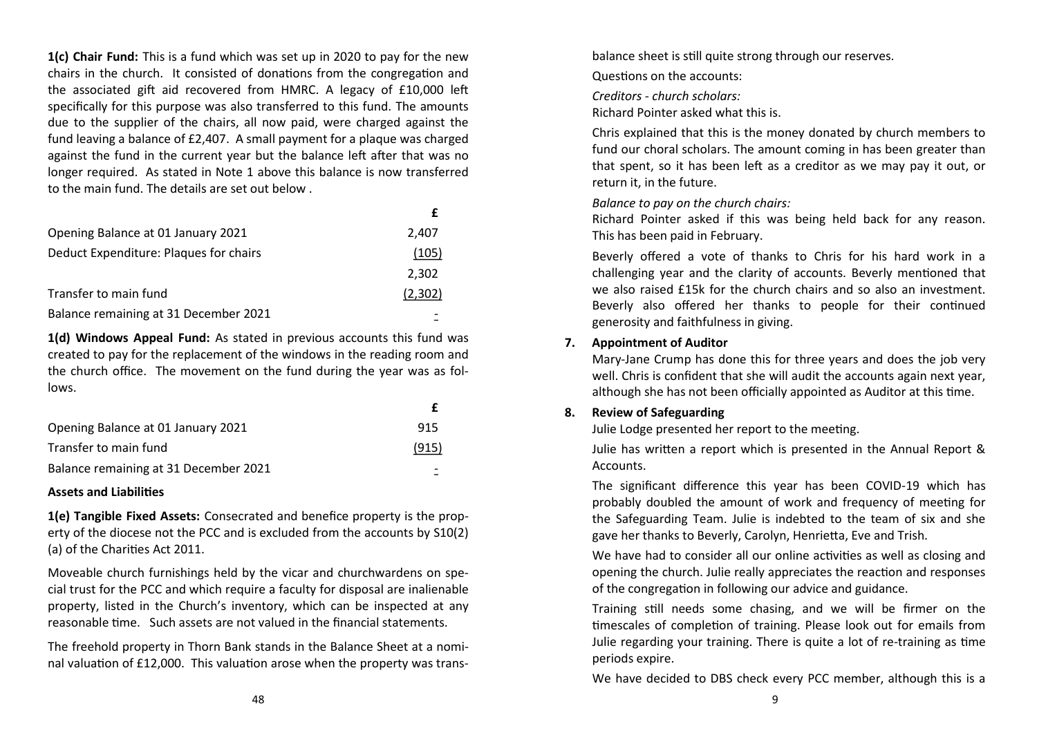**1(c) Chair Fund:** This is a fund which was set up in 2020 to pay for the new chairs in the church. It consisted of donations from the congregation and the associated gift aid recovered from HMRC. A legacy of £10,000 left specifically for this purpose was also transferred to this fund. The amounts due to the supplier of the chairs, all now paid, were charged against the fund leaving a balance of £2,407. A small payment for a plaque was charged against the fund in the current year but the balance left after that was no longer required. As stated in Note 1 above this balance is now transferred to the main fund. The details are set out below .

| | £ |
|---|---|
| Opening Balance at 01 January 2021 | 2,407 |
| Deduct Expenditure: Plaques for chairs | (105) |
| | 2,302 |
| Transfer to main fund | (2,302) |
| Balance remaining at 31 December 2021 | - |

**1(d) Windows Appeal Fund:** As stated in previous accounts this fund was created to pay for the replacement of the windows in the reading room and the church office. The movement on the fund during the year was as follows.

| | £ |
|---|---|
| Opening Balance at 01 January 2021 | 915 |
| Transfer to main fund | (915) |
| Balance remaining at 31 December 2021 | - |

**Assets and Liabilities**

**1(e) Tangible Fixed Assets:** Consecrated and benefice property is the property of the diocese not the PCC and is excluded from the accounts by S10(2)(a) of the Charities Act 2011.

Moveable church furnishings held by the vicar and churchwardens on special trust for the PCC and which require a faculty for disposal are inalienable property, listed in the Church's inventory, which can be inspected at any reasonable time. Such assets are not valued in the financial statements.

The freehold property in Thorn Bank stands in the Balance Sheet at a nominal valuation of £12,000. This valuation arose when the property was trans-

balance sheet is still quite strong through our reserves.

Questions on the accounts:

*Creditors - church scholars:*

Richard Pointer asked what this is.

Chris explained that this is the money donated by church members to fund our choral scholars. The amount coming in has been greater than that spent, so it has been left as a creditor as we may pay it out, or return it, in the future.

*Balance to pay on the church chairs:*

Richard Pointer asked if this was being held back for any reason. This has been paid in February.

Beverly offered a vote of thanks to Chris for his hard work in a challenging year and the clarity of accounts. Beverly mentioned that we also raised £15k for the church chairs and so also an investment. Beverly also offered her thanks to people for their continued generosity and faithfulness in giving.

**7. Appointment of Auditor**

Mary-Jane Crump has done this for three years and does the job very well. Chris is confident that she will audit the accounts again next year, although she has not been officially appointed as Auditor at this time.

**8. Review of Safeguarding**

Julie Lodge presented her report to the meeting.

Julie has written a report which is presented in the Annual Report & Accounts.

The significant difference this year has been COVID-19 which has probably doubled the amount of work and frequency of meeting for the Safeguarding Team. Julie is indebted to the team of six and she gave her thanks to Beverly, Carolyn, Henrietta, Eve and Trish.

We have had to consider all our online activities as well as closing and opening the church. Julie really appreciates the reaction and responses of the congregation in following our advice and guidance.

Training still needs some chasing, and we will be firmer on the timescales of completion of training. Please look out for emails from Julie regarding your training. There is quite a lot of re-training as time periods expire.

We have decided to DBS check every PCC member, although this is a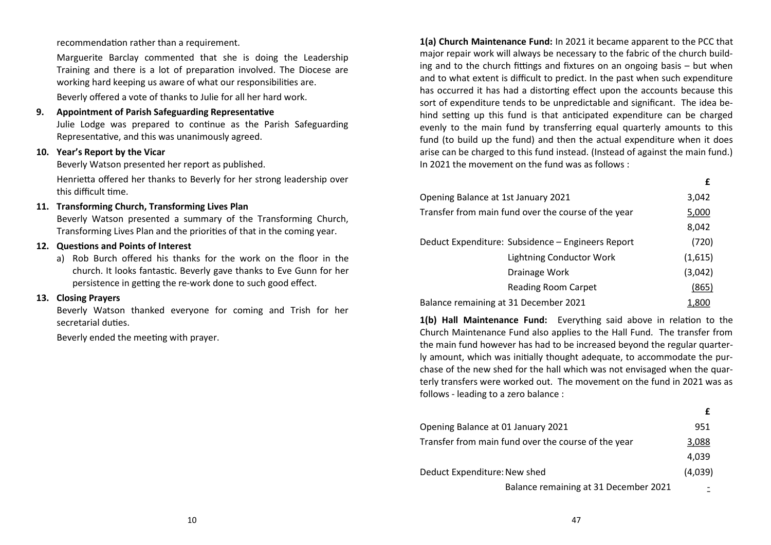recommendation rather than a requirement.

Marguerite Barclay commented that she is doing the Leadership Training and there is a lot of preparation involved. The Diocese are working hard keeping us aware of what our responsibilities are.

Beverly offered a vote of thanks to Julie for all her hard work.

**9. Appointment of Parish Safeguarding Representative**

Julie Lodge was prepared to continue as the Parish Safeguarding Representative, and this was unanimously agreed.

**10. Year's Report by the Vicar**

Beverly Watson presented her report as published.

Henrietta offered her thanks to Beverly for her strong leadership over this difficult time.

**11. Transforming Church, Transforming Lives Plan**

Beverly Watson presented a summary of the Transforming Church, Transforming Lives Plan and the priorities of that in the coming year.

**12. Questions and Points of Interest**

a) Rob Burch offered his thanks for the work on the floor in the church. It looks fantastic. Beverly gave thanks to Eve Gunn for her persistence in getting the re-work done to such good effect.

**13. Closing Prayers**

Beverly Watson thanked everyone for coming and Trish for her secretarial duties.

Beverly ended the meeting with prayer.

**1(a) Church Maintenance Fund:** In 2021 it became apparent to the PCC that major repair work will always be necessary to the fabric of the church building and to the church fittings and fixtures on an ongoing basis – but when and to what extent is difficult to predict. In the past when such expenditure has occurred it has had a distorting effect upon the accounts because this sort of expenditure tends to be unpredictable and significant. The idea behind setting up this fund is that anticipated expenditure can be charged evenly to the main fund by transferring equal quarterly amounts to this fund (to build up the fund) and then the actual expenditure when it does arise can be charged to this fund instead. (Instead of against the main fund.) In 2021 the movement on the fund was as follows :

| | | £ |
|---|---|---|
| Opening Balance at 1st January 2021 | | 3,042 |
| Transfer from main fund over the course of the year | | 5,000 |
| | | 8,042 |
| Deduct Expenditure: | Subsidence – Engineers Report | (720) |
| | Lightning Conductor Work | (1,615) |
| | Drainage Work | (3,042) |
| | Reading Room Carpet | (865) |
| Balance remaining at 31 December 2021 | | 1,800 |

**1(b) Hall Maintenance Fund:** Everything said above in relation to the Church Maintenance Fund also applies to the Hall Fund. The transfer from the main fund however has had to be increased beyond the regular quarterly amount, which was initially thought adequate, to accommodate the purchase of the new shed for the hall which was not envisaged when the quarterly transfers were worked out. The movement on the fund in 2021 was as follows - leading to a zero balance :

| | | £ |
|---|---|---|
| Opening Balance at 01 January 2021 | | 951 |
| Transfer from main fund over the course of the year | | 3,088 |
| | | 4,039 |
| Deduct Expenditure: | New shed | (4,039) |
| | Balance remaining at 31 December 2021 | - |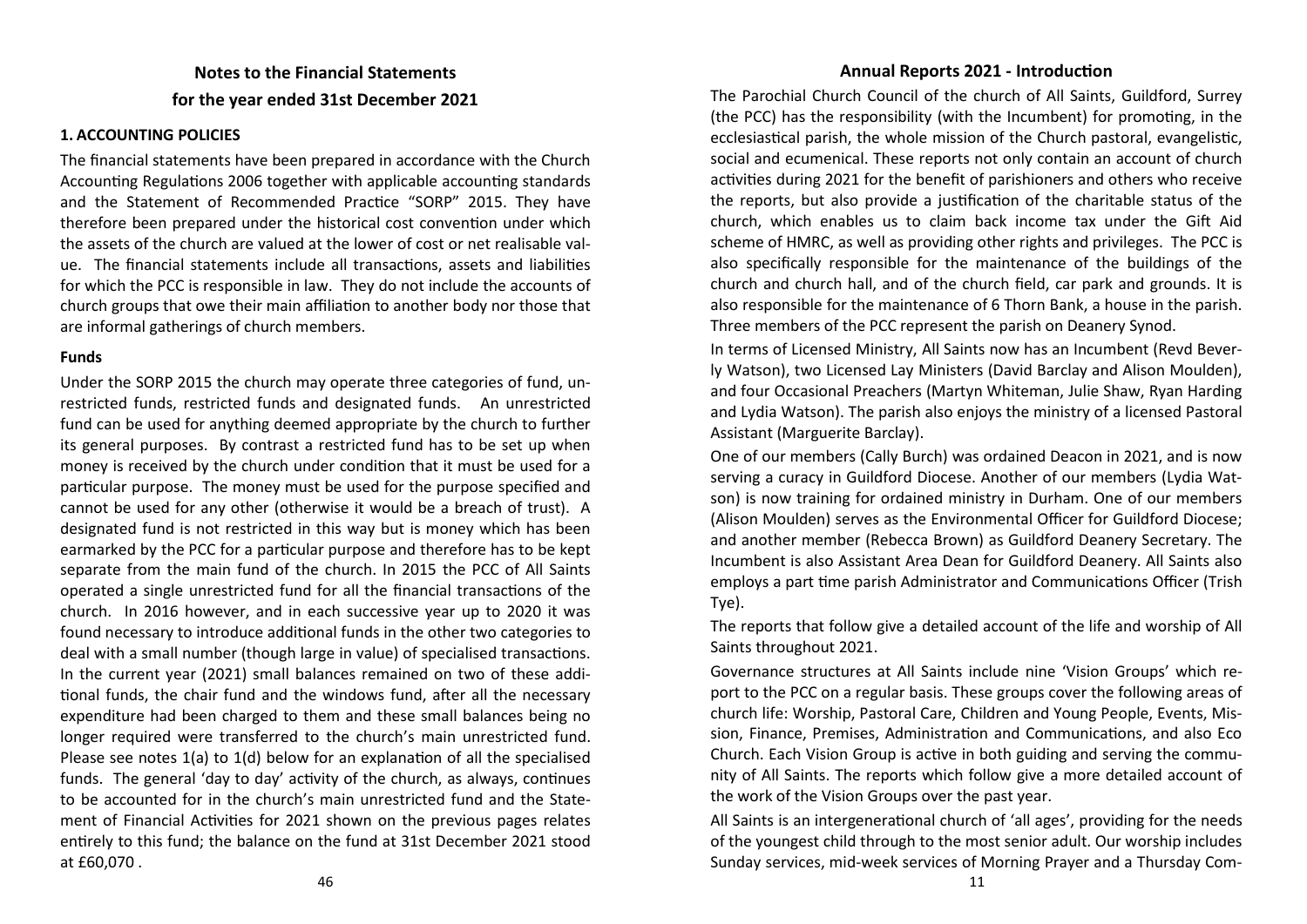## Notes to the Financial Statements

## for the year ended 31st December 2021

### 1. ACCOUNTING POLICIES

The financial statements have been prepared in accordance with the Church Accounting Regulations 2006 together with applicable accounting standards and the Statement of Recommended Practice "SORP" 2015. They have therefore been prepared under the historical cost convention under which the assets of the church are valued at the lower of cost or net realisable value. The financial statements include all transactions, assets and liabilities for which the PCC is responsible in law. They do not include the accounts of church groups that owe their main affiliation to another body nor those that are informal gatherings of church members.

**Funds**

Under the SORP 2015 the church may operate three categories of fund, unrestricted funds, restricted funds and designated funds. An unrestricted fund can be used for anything deemed appropriate by the church to further its general purposes. By contrast a restricted fund has to be set up when money is received by the church under condition that it must be used for a particular purpose. The money must be used for the purpose specified and cannot be used for any other (otherwise it would be a breach of trust). A designated fund is not restricted in this way but is money which has been earmarked by the PCC for a particular purpose and therefore has to be kept separate from the main fund of the church. In 2015 the PCC of All Saints operated a single unrestricted fund for all the financial transactions of the church. In 2016 however, and in each successive year up to 2020 it was found necessary to introduce additional funds in the other two categories to deal with a small number (though large in value) of specialised transactions. In the current year (2021) small balances remained on two of these additional funds, the chair fund and the windows fund, after all the necessary expenditure had been charged to them and these small balances being no longer required were transferred to the church's main unrestricted fund. Please see notes 1(a) to 1(d) below for an explanation of all the specialised funds. The general 'day to day' activity of the church, as always, continues to be accounted for in the church's main unrestricted fund and the Statement of Financial Activities for 2021 shown on the previous pages relates entirely to this fund; the balance on the fund at 31st December 2021 stood at £60,070 .

## Annual Reports 2021 - Introduction

The Parochial Church Council of the church of All Saints, Guildford, Surrey (the PCC) has the responsibility (with the Incumbent) for promoting, in the ecclesiastical parish, the whole mission of the Church pastoral, evangelistic, social and ecumenical. These reports not only contain an account of church activities during 2021 for the benefit of parishioners and others who receive the reports, but also provide a justification of the charitable status of the church, which enables us to claim back income tax under the Gift Aid scheme of HMRC, as well as providing other rights and privileges. The PCC is also specifically responsible for the maintenance of the buildings of the church and church hall, and of the church field, car park and grounds. It is also responsible for the maintenance of 6 Thorn Bank, a house in the parish. Three members of the PCC represent the parish on Deanery Synod.

In terms of Licensed Ministry, All Saints now has an Incumbent (Revd Beverly Watson), two Licensed Lay Ministers (David Barclay and Alison Moulden), and four Occasional Preachers (Martyn Whiteman, Julie Shaw, Ryan Harding and Lydia Watson). The parish also enjoys the ministry of a licensed Pastoral Assistant (Marguerite Barclay).

One of our members (Cally Burch) was ordained Deacon in 2021, and is now serving a curacy in Guildford Diocese. Another of our members (Lydia Watson) is now training for ordained ministry in Durham. One of our members (Alison Moulden) serves as the Environmental Officer for Guildford Diocese; and another member (Rebecca Brown) as Guildford Deanery Secretary. The Incumbent is also Assistant Area Dean for Guildford Deanery. All Saints also employs a part time parish Administrator and Communications Officer (Trish Tye).

The reports that follow give a detailed account of the life and worship of All Saints throughout 2021.

Governance structures at All Saints include nine 'Vision Groups' which report to the PCC on a regular basis. These groups cover the following areas of church life: Worship, Pastoral Care, Children and Young People, Events, Mission, Finance, Premises, Administration and Communications, and also Eco Church. Each Vision Group is active in both guiding and serving the community of All Saints. The reports which follow give a more detailed account of the work of the Vision Groups over the past year.

All Saints is an intergenerational church of 'all ages', providing for the needs of the youngest child through to the most senior adult. Our worship includes Sunday services, mid-week services of Morning Prayer and a Thursday Com-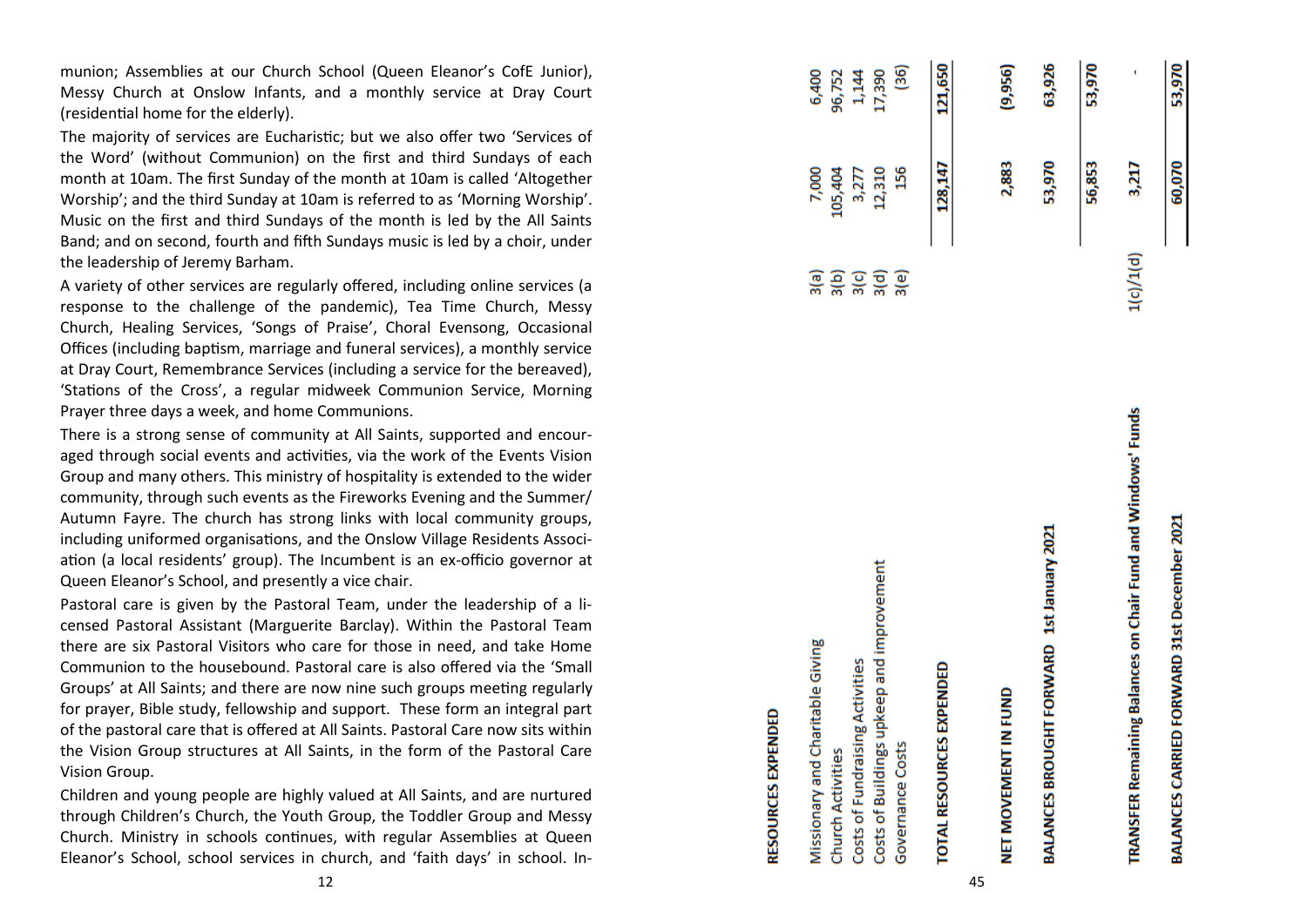munion; Assemblies at our Church School (Queen Eleanor's CofE Junior), Messy Church at Onslow Infants, and a monthly service at Dray Court (residential home for the elderly).

The majority of services are Eucharistic; but we also offer two 'Services of the Word' (without Communion) on the first and third Sundays of each month at 10am. The first Sunday of the month at 10am is called 'Altogether Worship'; and the third Sunday at 10am is referred to as 'Morning Worship'. Music on the first and third Sundays of the month is led by the All Saints Band; and on second, fourth and fifth Sundays music is led by a choir, under the leadership of Jeremy Barham.

A variety of other services are regularly offered, including online services (a response to the challenge of the pandemic), Tea Time Church, Messy Church, Healing Services, 'Songs of Praise', Choral Evensong, Occasional Offices (including baptism, marriage and funeral services), a monthly service at Dray Court, Remembrance Services (including a service for the bereaved), 'Stations of the Cross', a regular midweek Communion Service, Morning Prayer three days a week, and home Communions.

There is a strong sense of community at All Saints, supported and encouraged through social events and activities, via the work of the Events Vision Group and many others. This ministry of hospitality is extended to the wider community, through such events as the Fireworks Evening and the Summer/ Autumn Fayre. The church has strong links with local community groups, including uniformed organisations, and the Onslow Village Residents Association (a local residents' group). The Incumbent is an ex-officio governor at Queen Eleanor's School, and presently a vice chair.

Pastoral care is given by the Pastoral Team, under the leadership of a licensed Pastoral Assistant (Marguerite Barclay). Within the Pastoral Team there are six Pastoral Visitors who care for those in need, and take Home Communion to the housebound. Pastoral care is also offered via the 'Small Groups' at All Saints; and there are now nine such groups meeting regularly for prayer, Bible study, fellowship and support. These form an integral part of the pastoral care that is offered at All Saints. Pastoral Care now sits within the Vision Group structures at All Saints, in the form of the Pastoral Care Vision Group.

Children and young people are highly valued at All Saints, and are nurtured through Children's Church, the Youth Group, the Toddler Group and Messy Church. Ministry in schools continues, with regular Assemblies at Queen Eleanor's School, school services in church, and 'faith days' in school. In-

| **RESOURCES EXPENDED** | | | |
|---|---|---|---|
| Missionary and Charitable Giving | 3(a) | 7,000 | 6,400 |
| Church Activities | 3(b) | 105,404 | 96,752 |
| Costs of Fundraising Activities | 3(c) | 3,277 | 1,144 |
| Costs of Buildings upkeep and improvement | 3(d) | 12,310 | 17,390 |
| Governance Costs | 3(e) | 156 | (36) |
| **TOTAL RESOURCES EXPENDED** | | **128,147** | **121,650** |
| **NET MOVEMENT IN FUND** | | **2,883** | **(9,956)** |
| **BALANCES BROUGHT FORWARD 1st January 2021** | | **53,970** | **63,926** |
| | | **56,853** | **53,970** |
| **TRANSFER Remaining Balances on Chair Fund and Windows' Funds** | 1(c)/1(d) | **3,217** | - |
| **BALANCES CARRIED FORWARD 31st December 2021** | | **60,070** | **53,970** |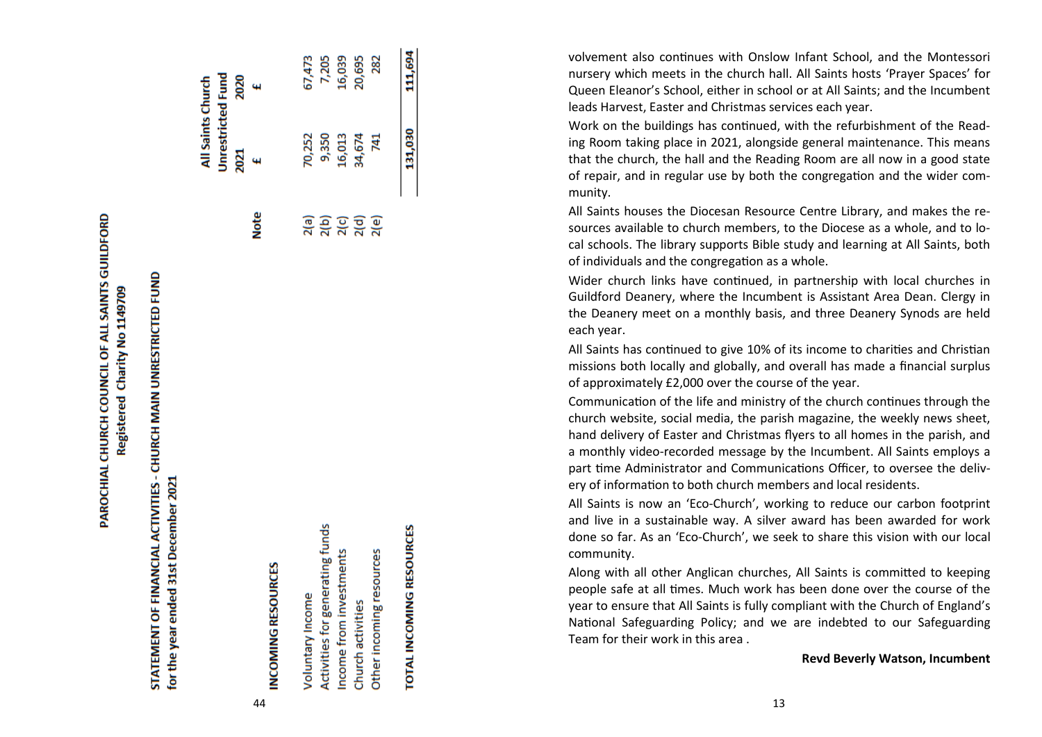**PAROCHIAL CHURCH COUNCIL OF ALL SAINTS GUILDFORD**
**Registered Charity No 1149709**

**STATEMENT OF FINANCIAL ACTIVITIES - CHURCH MAIN UNRESTRICTED FUND**
**for the year ended 31st December 2021**

| | Note | All Saints Church Unrestricted Fund 2021 £ | 2020 £ |
|---|---|---|---|
| **INCOMING RESOURCES** | | | |
| Voluntary Income | 2(a) | 70,252 | 67,473 |
| Activities for generating funds | 2(b) | 9,350 | 7,205 |
| Income from investments | 2(c) | 16,013 | 16,039 |
| Church activities | 2(d) | 34,674 | 20,695 |
| Other incoming resources | 2(e) | 741 | 282 |
| **TOTAL INCOMING RESOURCES** | | 131,030 | 111,694 |

volvement also continues with Onslow Infant School, and the Montessori nursery which meets in the church hall. All Saints hosts 'Prayer Spaces' for Queen Eleanor's School, either in school or at All Saints; and the Incumbent leads Harvest, Easter and Christmas services each year.

Work on the buildings has continued, with the refurbishment of the Reading Room taking place in 2021, alongside general maintenance. This means that the church, the hall and the Reading Room are all now in a good state of repair, and in regular use by both the congregation and the wider community.

All Saints houses the Diocesan Resource Centre Library, and makes the resources available to church members, to the Diocese as a whole, and to local schools. The library supports Bible study and learning at All Saints, both of individuals and the congregation as a whole.

Wider church links have continued, in partnership with local churches in Guildford Deanery, where the Incumbent is Assistant Area Dean. Clergy in the Deanery meet on a monthly basis, and three Deanery Synods are held each year.

All Saints has continued to give 10% of its income to charities and Christian missions both locally and globally, and overall has made a financial surplus of approximately £2,000 over the course of the year.

Communication of the life and ministry of the church continues through the church website, social media, the parish magazine, the weekly news sheet, hand delivery of Easter and Christmas flyers to all homes in the parish, and a monthly video-recorded message by the Incumbent. All Saints employs a part time Administrator and Communications Officer, to oversee the delivery of information to both church members and local residents.

All Saints is now an 'Eco-Church', working to reduce our carbon footprint and live in a sustainable way. A silver award has been awarded for work done so far. As an 'Eco-Church', we seek to share this vision with our local community.

Along with all other Anglican churches, All Saints is committed to keeping people safe at all times. Much work has been done over the course of the year to ensure that All Saints is fully compliant with the Church of England's National Safeguarding Policy; and we are indebted to our Safeguarding Team for their work in this area .

**Revd Beverly Watson, Incumbent**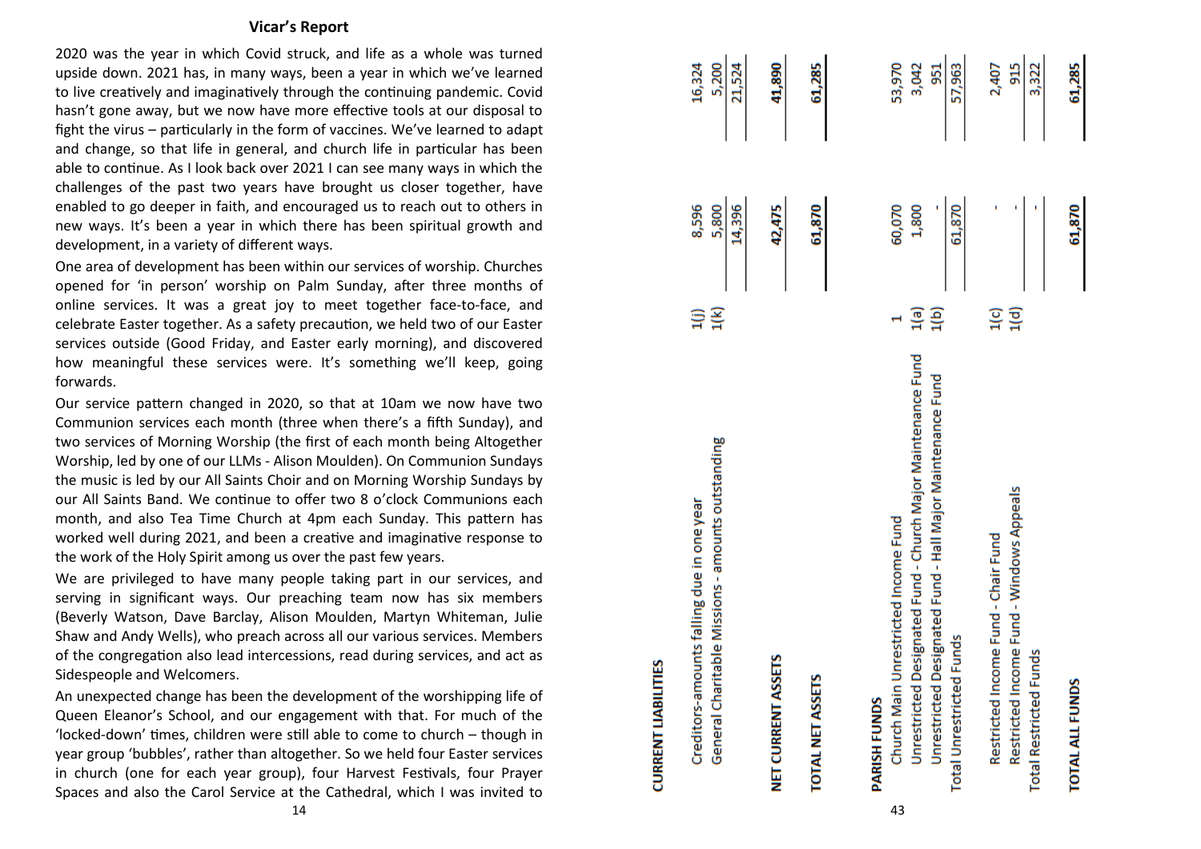## Vicar's Report

2020 was the year in which Covid struck, and life as a whole was turned upside down. 2021 has, in many ways, been a year in which we've learned to live creatively and imaginatively through the continuing pandemic. Covid hasn't gone away, but we now have more effective tools at our disposal to fight the virus – particularly in the form of vaccines. We've learned to adapt and change, so that life in general, and church life in particular has been able to continue. As I look back over 2021 I can see many ways in which the challenges of the past two years have brought us closer together, have enabled to go deeper in faith, and encouraged us to reach out to others in new ways. It's been a year in which there has been spiritual growth and development, in a variety of different ways.

One area of development has been within our services of worship. Churches opened for 'in person' worship on Palm Sunday, after three months of online services. It was a great joy to meet together face-to-face, and celebrate Easter together. As a safety precaution, we held two of our Easter services outside (Good Friday, and Easter early morning), and discovered how meaningful these services were. It's something we'll keep, going forwards.

Our service pattern changed in 2020, so that at 10am we now have two Communion services each month (three when there's a fifth Sunday), and two services of Morning Worship (the first of each month being Altogether Worship, led by one of our LLMs - Alison Moulden). On Communion Sundays the music is led by our All Saints Choir and on Morning Worship Sundays by our All Saints Band. We continue to offer two 8 o'clock Communions each month, and also Tea Time Church at 4pm each Sunday. This pattern has worked well during 2021, and been a creative and imaginative response to the work of the Holy Spirit among us over the past few years.

We are privileged to have many people taking part in our services, and serving in significant ways. Our preaching team now has six members (Beverly Watson, Dave Barclay, Alison Moulden, Martyn Whiteman, Julie Shaw and Andy Wells), who preach across all our various services. Members of the congregation also lead intercessions, read during services, and act as Sidespeople and Welcomers.

An unexpected change has been the development of the worshipping life of Queen Eleanor's School, and our engagement with that. For much of the 'locked-down' times, children were still able to come to church – though in year group 'bubbles', rather than altogether. So we held four Easter services in church (one for each year group), four Harvest Festivals, four Prayer Spaces and also the Carol Service at the Cathedral, which I was invited to

| | Note | | |
|---|---|---|---|
| **CURRENT LIABILITIES** | | | |
| Creditors-amounts falling due in one year | 1(j) | 8,596 | 16,324 |
| General Charitable Missions - amounts outstanding | 1(k) | 5,800 | 5,200 |
| | | 14,396 | 21,524 |
| **NET CURRENT ASSETS** | | **42,475** | **41,890** |
| **TOTAL NET ASSETS** | | **61,870** | **61,285** |
| **PARISH FUNDS** | | | |
| Church Main Unrestricted Income Fund | 1 | 60,070 | 53,970 |
| Unrestricted Designated Fund - Church Major Maintenance Fund | 1(a) | 1,800 | 3,042 |
| Unrestricted Designated Fund - Hall Major Maintenance Fund | 1(b) | - | 951 |
| Total Unrestricted Funds | | 61,870 | 57,963 |
| Restricted Income Fund - Chair Fund | 1(c) | - | 2,407 |
| Restricted Income Fund - Windows Appeals | 1(d) | - | 915 |
| Total Restricted Funds | | - | 3,322 |
| **TOTAL ALL FUNDS** | | **61,870** | **61,285** |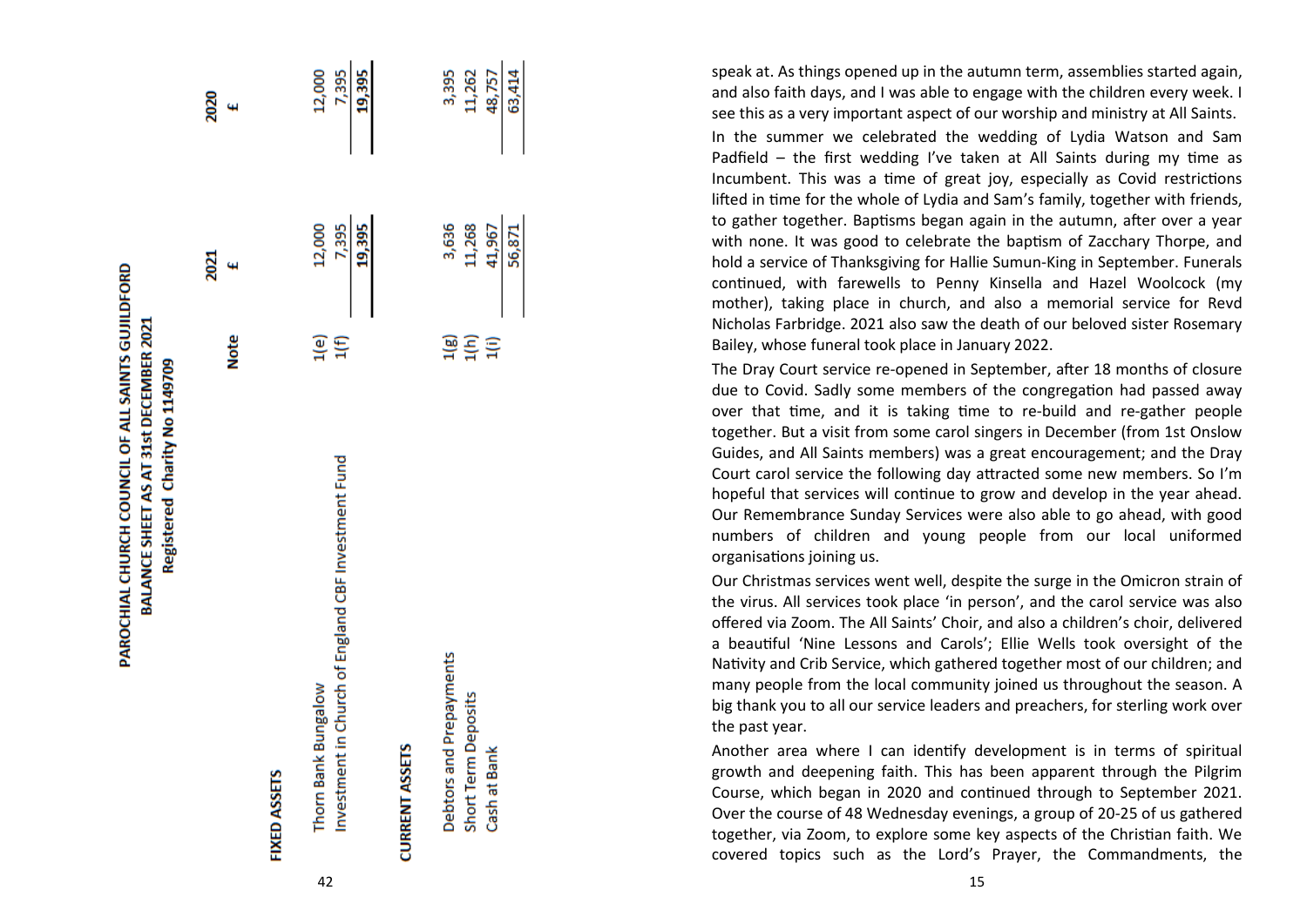# PAROCHIAL CHURCH COUNCIL OF ALL SAINTS GUILDFORD
## BALANCE SHEET AS AT 31st DECEMBER 2021
### Registered Charity No 1149709

| | Note | 2021 £ | 2020 £ |
|---|---|---|---|
| **FIXED ASSETS** | | | |
| Thorn Bank Bungalow | 1(e) | 12,000 | 12,000 |
| Investment in Church of England CBF Investment Fund | 1(f) | 7,395 | 7,395 |
| | | 19,395 | 19,395 |
| **CURRENT ASSETS** | | | |
| Debtors and Prepayments | 1(g) | 3,636 | 3,395 |
| Short Term Deposits | 1(h) | 11,268 | 11,262 |
| Cash at Bank | 1(i) | 41,967 | 48,757 |
| | | 56,871 | 63,414 |

speak at. As things opened up in the autumn term, assemblies started again, and also faith days, and I was able to engage with the children every week. I see this as a very important aspect of our worship and ministry at All Saints.

In the summer we celebrated the wedding of Lydia Watson and Sam Padfield – the first wedding I've taken at All Saints during my time as Incumbent. This was a time of great joy, especially as Covid restrictions lifted in time for the whole of Lydia and Sam's family, together with friends, to gather together. Baptisms began again in the autumn, after over a year with none. It was good to celebrate the baptism of Zacchary Thorpe, and hold a service of Thanksgiving for Hallie Sumun-King in September. Funerals continued, with farewells to Penny Kinsella and Hazel Woolcock (my mother), taking place in church, and also a memorial service for Revd Nicholas Farbridge. 2021 also saw the death of our beloved sister Rosemary Bailey, whose funeral took place in January 2022.

The Dray Court service re-opened in September, after 18 months of closure due to Covid. Sadly some members of the congregation had passed away over that time, and it is taking time to re-build and re-gather people together. But a visit from some carol singers in December (from 1st Onslow Guides, and All Saints members) was a great encouragement; and the Dray Court carol service the following day attracted some new members. So I'm hopeful that services will continue to grow and develop in the year ahead. Our Remembrance Sunday Services were also able to go ahead, with good numbers of children and young people from our local uniformed organisations joining us.

Our Christmas services went well, despite the surge in the Omicron strain of the virus. All services took place 'in person', and the carol service was also offered via Zoom. The All Saints' Choir, and also a children's choir, delivered a beautiful 'Nine Lessons and Carols'; Ellie Wells took oversight of the Nativity and Crib Service, which gathered together most of our children; and many people from the local community joined us throughout the season. A big thank you to all our service leaders and preachers, for sterling work over the past year.

Another area where I can identify development is in terms of spiritual growth and deepening faith. This has been apparent through the Pilgrim Course, which began in 2020 and continued through to September 2021. Over the course of 48 Wednesday evenings, a group of 20-25 of us gathered together, via Zoom, to explore some key aspects of the Christian faith. We covered topics such as the Lord's Prayer, the Commandments, the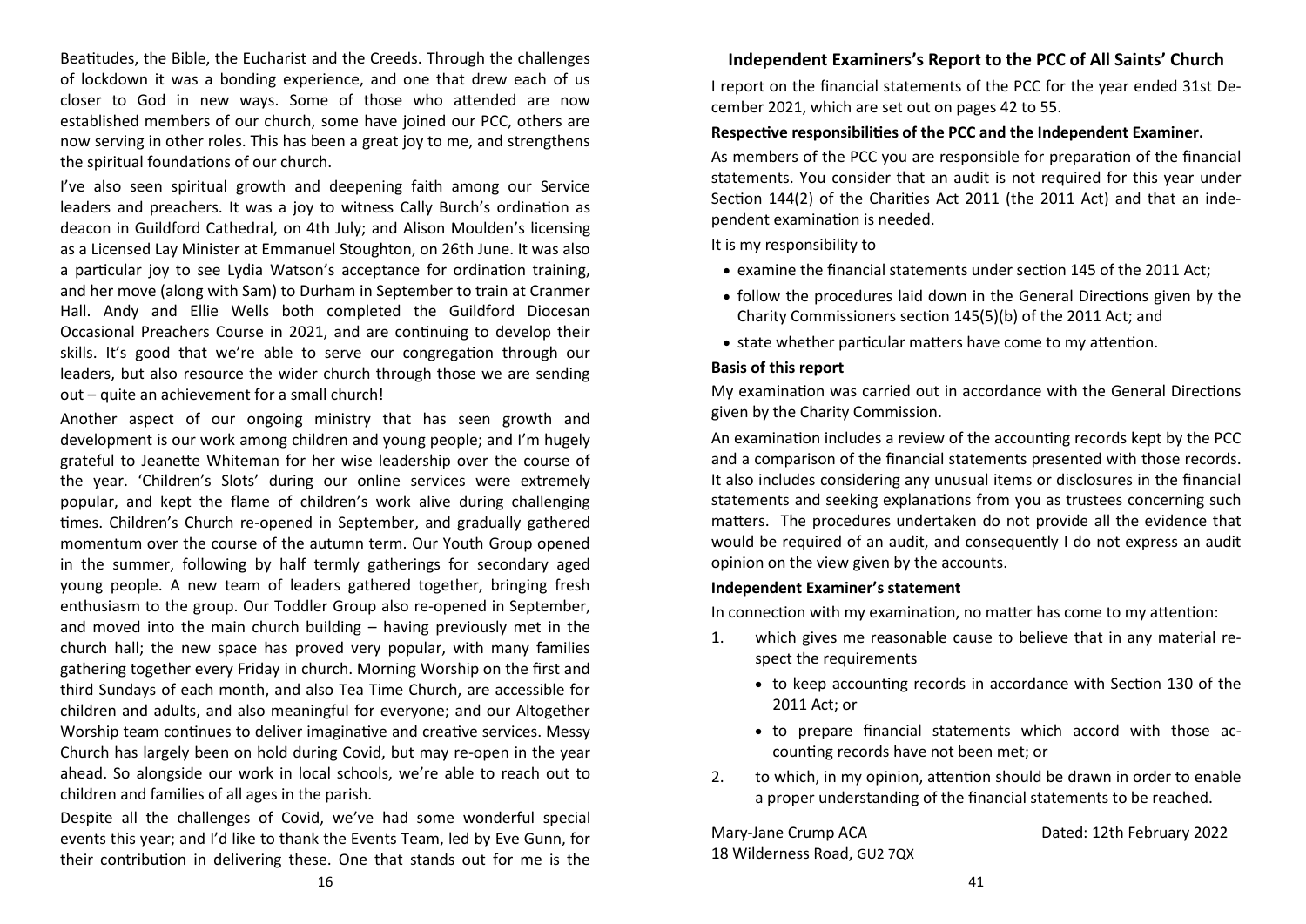Beatitudes, the Bible, the Eucharist and the Creeds. Through the challenges of lockdown it was a bonding experience, and one that drew each of us closer to God in new ways. Some of those who attended are now established members of our church, some have joined our PCC, others are now serving in other roles. This has been a great joy to me, and strengthens the spiritual foundations of our church.

I've also seen spiritual growth and deepening faith among our Service leaders and preachers. It was a joy to witness Cally Burch's ordination as deacon in Guildford Cathedral, on 4th July; and Alison Moulden's licensing as a Licensed Lay Minister at Emmanuel Stoughton, on 26th June. It was also a particular joy to see Lydia Watson's acceptance for ordination training, and her move (along with Sam) to Durham in September to train at Cranmer Hall. Andy and Ellie Wells both completed the Guildford Diocesan Occasional Preachers Course in 2021, and are continuing to develop their skills. It's good that we're able to serve our congregation through our leaders, but also resource the wider church through those we are sending out – quite an achievement for a small church!

Another aspect of our ongoing ministry that has seen growth and development is our work among children and young people; and I'm hugely grateful to Jeanette Whiteman for her wise leadership over the course of the year. 'Children's Slots' during our online services were extremely popular, and kept the flame of children's work alive during challenging times. Children's Church re-opened in September, and gradually gathered momentum over the course of the autumn term. Our Youth Group opened in the summer, following by half termly gatherings for secondary aged young people. A new team of leaders gathered together, bringing fresh enthusiasm to the group. Our Toddler Group also re-opened in September, and moved into the main church building – having previously met in the church hall; the new space has proved very popular, with many families gathering together every Friday in church. Morning Worship on the first and third Sundays of each month, and also Tea Time Church, are accessible for children and adults, and also meaningful for everyone; and our Altogether Worship team continues to deliver imaginative and creative services. Messy Church has largely been on hold during Covid, but may re-open in the year ahead. So alongside our work in local schools, we're able to reach out to children and families of all ages in the parish.

Despite all the challenges of Covid, we've had some wonderful special events this year; and I'd like to thank the Events Team, led by Eve Gunn, for their contribution in delivering these. One that stands out for me is the

## Independent Examiners's Report to the PCC of All Saints' Church

I report on the financial statements of the PCC for the year ended 31st December 2021, which are set out on pages 42 to 55.

**Respective responsibilities of the PCC and the Independent Examiner.**

As members of the PCC you are responsible for preparation of the financial statements. You consider that an audit is not required for this year under Section 144(2) of the Charities Act 2011 (the 2011 Act) and that an independent examination is needed.

It is my responsibility to

- examine the financial statements under section 145 of the 2011 Act;
- follow the procedures laid down in the General Directions given by the Charity Commissioners section 145(5)(b) of the 2011 Act; and
- state whether particular matters have come to my attention.

**Basis of this report**

My examination was carried out in accordance with the General Directions given by the Charity Commission.

An examination includes a review of the accounting records kept by the PCC and a comparison of the financial statements presented with those records. It also includes considering any unusual items or disclosures in the financial statements and seeking explanations from you as trustees concerning such matters. The procedures undertaken do not provide all the evidence that would be required of an audit, and consequently I do not express an audit opinion on the view given by the accounts.

**Independent Examiner's statement**

In connection with my examination, no matter has come to my attention:

1. which gives me reasonable cause to believe that in any material respect the requirements
   - to keep accounting records in accordance with Section 130 of the 2011 Act; or
   - to prepare financial statements which accord with those accounting records have not been met; or
2. to which, in my opinion, attention should be drawn in order to enable a proper understanding of the financial statements to be reached.

Mary-Jane Crump ACA  
18 Wilderness Road, GU2 7QX

Dated: 12th February 2022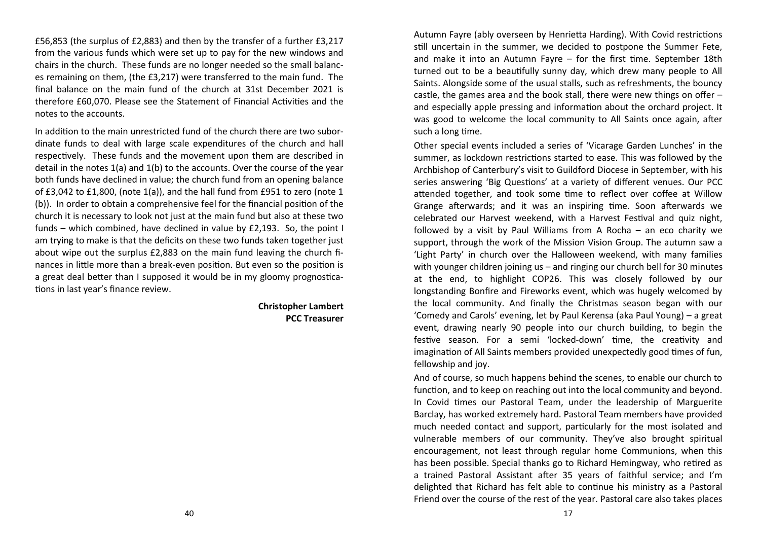£56,853 (the surplus of £2,883) and then by the transfer of a further £3,217 from the various funds which were set up to pay for the new windows and chairs in the church. These funds are no longer needed so the small balances remaining on them, (the £3,217) were transferred to the main fund. The final balance on the main fund of the church at 31st December 2021 is therefore £60,070. Please see the Statement of Financial Activities and the notes to the accounts.

In addition to the main unrestricted fund of the church there are two subordinate funds to deal with large scale expenditures of the church and hall respectively. These funds and the movement upon them are described in detail in the notes 1(a) and 1(b) to the accounts. Over the course of the year both funds have declined in value; the church fund from an opening balance of £3,042 to £1,800, (note 1(a)), and the hall fund from £951 to zero (note 1 (b)). In order to obtain a comprehensive feel for the financial position of the church it is necessary to look not just at the main fund but also at these two funds – which combined, have declined in value by £2,193. So, the point I am trying to make is that the deficits on these two funds taken together just about wipe out the surplus £2,883 on the main fund leaving the church finances in little more than a break-even position. But even so the position is a great deal better than I supposed it would be in my gloomy prognostications in last year's finance review.

**Christopher Lambert**
**PCC Treasurer**

Autumn Fayre (ably overseen by Henrietta Harding). With Covid restrictions still uncertain in the summer, we decided to postpone the Summer Fete, and make it into an Autumn Fayre – for the first time. September 18th turned out to be a beautifully sunny day, which drew many people to All Saints. Alongside some of the usual stalls, such as refreshments, the bouncy castle, the games area and the book stall, there were new things on offer – and especially apple pressing and information about the orchard project. It was good to welcome the local community to All Saints once again, after such a long time.

Other special events included a series of 'Vicarage Garden Lunches' in the summer, as lockdown restrictions started to ease. This was followed by the Archbishop of Canterbury's visit to Guildford Diocese in September, with his series answering 'Big Questions' at a variety of different venues. Our PCC attended together, and took some time to reflect over coffee at Willow Grange afterwards; and it was an inspiring time. Soon afterwards we celebrated our Harvest weekend, with a Harvest Festival and quiz night, followed by a visit by Paul Williams from A Rocha – an eco charity we support, through the work of the Mission Vision Group. The autumn saw a 'Light Party' in church over the Halloween weekend, with many families with younger children joining us – and ringing our church bell for 30 minutes at the end, to highlight COP26. This was closely followed by our longstanding Bonfire and Fireworks event, which was hugely welcomed by the local community. And finally the Christmas season began with our 'Comedy and Carols' evening, let by Paul Kerensa (aka Paul Young) – a great event, drawing nearly 90 people into our church building, to begin the festive season. For a semi 'locked-down' time, the creativity and imagination of All Saints members provided unexpectedly good times of fun, fellowship and joy.

And of course, so much happens behind the scenes, to enable our church to function, and to keep on reaching out into the local community and beyond. In Covid times our Pastoral Team, under the leadership of Marguerite Barclay, has worked extremely hard. Pastoral Team members have provided much needed contact and support, particularly for the most isolated and vulnerable members of our community. They've also brought spiritual encouragement, not least through regular home Communions, when this has been possible. Special thanks go to Richard Hemingway, who retired as a trained Pastoral Assistant after 35 years of faithful service; and I'm delighted that Richard has felt able to continue his ministry as a Pastoral Friend over the course of the rest of the year. Pastoral care also takes places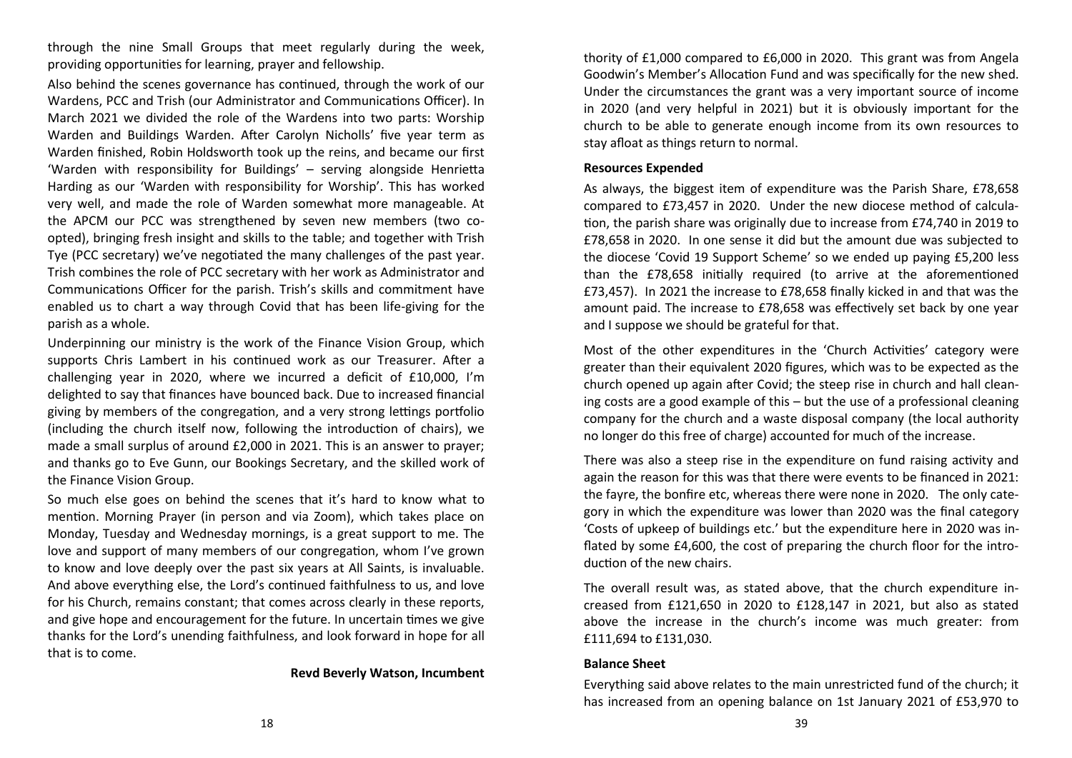through the nine Small Groups that meet regularly during the week, providing opportunities for learning, prayer and fellowship.

Also behind the scenes governance has continued, through the work of our Wardens, PCC and Trish (our Administrator and Communications Officer). In March 2021 we divided the role of the Wardens into two parts: Worship Warden and Buildings Warden. After Carolyn Nicholls' five year term as Warden finished, Robin Holdsworth took up the reins, and became our first 'Warden with responsibility for Buildings' – serving alongside Henrietta Harding as our 'Warden with responsibility for Worship'. This has worked very well, and made the role of Warden somewhat more manageable. At the APCM our PCC was strengthened by seven new members (two co-opted), bringing fresh insight and skills to the table; and together with Trish Tye (PCC secretary) we've negotiated the many challenges of the past year. Trish combines the role of PCC secretary with her work as Administrator and Communications Officer for the parish. Trish's skills and commitment have enabled us to chart a way through Covid that has been life-giving for the parish as a whole.

Underpinning our ministry is the work of the Finance Vision Group, which supports Chris Lambert in his continued work as our Treasurer. After a challenging year in 2020, where we incurred a deficit of £10,000, I'm delighted to say that finances have bounced back. Due to increased financial giving by members of the congregation, and a very strong lettings portfolio (including the church itself now, following the introduction of chairs), we made a small surplus of around £2,000 in 2021. This is an answer to prayer; and thanks go to Eve Gunn, our Bookings Secretary, and the skilled work of the Finance Vision Group.

So much else goes on behind the scenes that it's hard to know what to mention. Morning Prayer (in person and via Zoom), which takes place on Monday, Tuesday and Wednesday mornings, is a great support to me. The love and support of many members of our congregation, whom I've grown to know and love deeply over the past six years at All Saints, is invaluable. And above everything else, the Lord's continued faithfulness to us, and love for his Church, remains constant; that comes across clearly in these reports, and give hope and encouragement for the future. In uncertain times we give thanks for the Lord's unending faithfulness, and look forward in hope for all that is to come.

**Revd Beverly Watson, Incumbent**

thority of £1,000 compared to £6,000 in 2020. This grant was from Angela Goodwin's Member's Allocation Fund and was specifically for the new shed. Under the circumstances the grant was a very important source of income in 2020 (and very helpful in 2021) but it is obviously important for the church to be able to generate enough income from its own resources to stay afloat as things return to normal.

**Resources Expended**

As always, the biggest item of expenditure was the Parish Share, £78,658 compared to £73,457 in 2020. Under the new diocese method of calculation, the parish share was originally due to increase from £74,740 in 2019 to £78,658 in 2020. In one sense it did but the amount due was subjected to the diocese 'Covid 19 Support Scheme' so we ended up paying £5,200 less than the £78,658 initially required (to arrive at the aforementioned £73,457). In 2021 the increase to £78,658 finally kicked in and that was the amount paid. The increase to £78,658 was effectively set back by one year and I suppose we should be grateful for that.

Most of the other expenditures in the 'Church Activities' category were greater than their equivalent 2020 figures, which was to be expected as the church opened up again after Covid; the steep rise in church and hall cleaning costs are a good example of this – but the use of a professional cleaning company for the church and a waste disposal company (the local authority no longer do this free of charge) accounted for much of the increase.

There was also a steep rise in the expenditure on fund raising activity and again the reason for this was that there were events to be financed in 2021: the fayre, the bonfire etc, whereas there were none in 2020. The only category in which the expenditure was lower than 2020 was the final category 'Costs of upkeep of buildings etc.' but the expenditure here in 2020 was inflated by some £4,600, the cost of preparing the church floor for the introduction of the new chairs.

The overall result was, as stated above, that the church expenditure increased from £121,650 in 2020 to £128,147 in 2021, but also as stated above the increase in the church's income was much greater: from £111,694 to £131,030.

**Balance Sheet**

Everything said above relates to the main unrestricted fund of the church; it has increased from an opening balance on 1st January 2021 of £53,970 to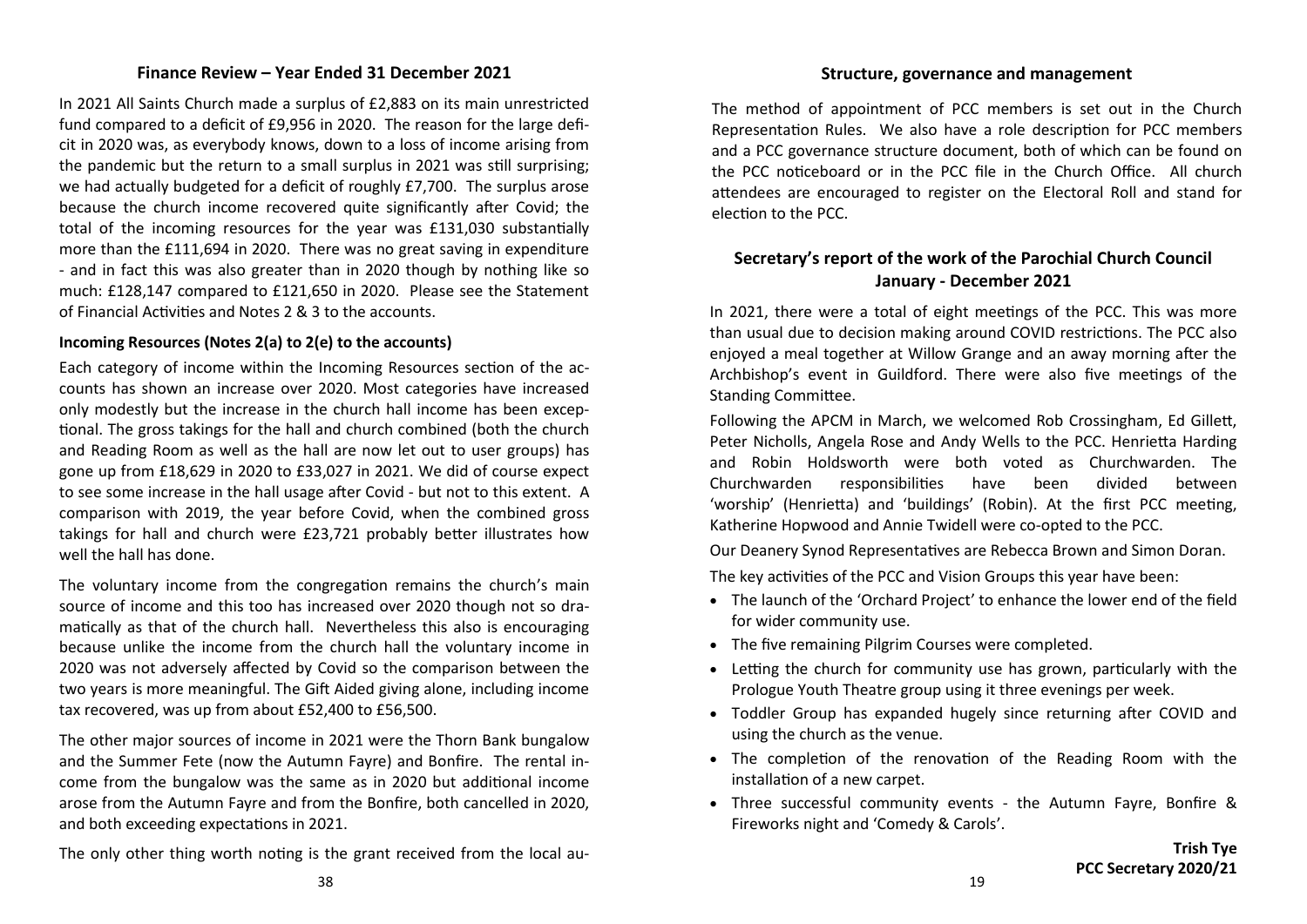## Finance Review – Year Ended 31 December 2021

In 2021 All Saints Church made a surplus of £2,883 on its main unrestricted fund compared to a deficit of £9,956 in 2020. The reason for the large deficit in 2020 was, as everybody knows, down to a loss of income arising from the pandemic but the return to a small surplus in 2021 was still surprising; we had actually budgeted for a deficit of roughly £7,700. The surplus arose because the church income recovered quite significantly after Covid; the total of the incoming resources for the year was £131,030 substantially more than the £111,694 in 2020. There was no great saving in expenditure - and in fact this was also greater than in 2020 though by nothing like so much: £128,147 compared to £121,650 in 2020. Please see the Statement of Financial Activities and Notes 2 & 3 to the accounts.

### Incoming Resources (Notes 2(a) to 2(e) to the accounts)

Each category of income within the Incoming Resources section of the accounts has shown an increase over 2020. Most categories have increased only modestly but the increase in the church hall income has been exceptional. The gross takings for the hall and church combined (both the church and Reading Room as well as the hall are now let out to user groups) has gone up from £18,629 in 2020 to £33,027 in 2021. We did of course expect to see some increase in the hall usage after Covid - but not to this extent. A comparison with 2019, the year before Covid, when the combined gross takings for hall and church were £23,721 probably better illustrates how well the hall has done.

The voluntary income from the congregation remains the church's main source of income and this too has increased over 2020 though not so dramatically as that of the church hall. Nevertheless this also is encouraging because unlike the income from the church hall the voluntary income in 2020 was not adversely affected by Covid so the comparison between the two years is more meaningful. The Gift Aided giving alone, including income tax recovered, was up from about £52,400 to £56,500.

The other major sources of income in 2021 were the Thorn Bank bungalow and the Summer Fete (now the Autumn Fayre) and Bonfire. The rental income from the bungalow was the same as in 2020 but additional income arose from the Autumn Fayre and from the Bonfire, both cancelled in 2020, and both exceeding expectations in 2021.

The only other thing worth noting is the grant received from the local au-

## Structure, governance and management

The method of appointment of PCC members is set out in the Church Representation Rules. We also have a role description for PCC members and a PCC governance structure document, both of which can be found on the PCC noticeboard or in the PCC file in the Church Office. All church attendees are encouraged to register on the Electoral Roll and stand for election to the PCC.

## Secretary's report of the work of the Parochial Church Council January - December 2021

In 2021, there were a total of eight meetings of the PCC. This was more than usual due to decision making around COVID restrictions. The PCC also enjoyed a meal together at Willow Grange and an away morning after the Archbishop's event in Guildford. There were also five meetings of the Standing Committee.

Following the APCM in March, we welcomed Rob Crossingham, Ed Gillett, Peter Nicholls, Angela Rose and Andy Wells to the PCC. Henrietta Harding and Robin Holdsworth were both voted as Churchwarden. The Churchwarden responsibilities have been divided between 'worship' (Henrietta) and 'buildings' (Robin). At the first PCC meeting, Katherine Hopwood and Annie Twidell were co-opted to the PCC.

Our Deanery Synod Representatives are Rebecca Brown and Simon Doran.

The key activities of the PCC and Vision Groups this year have been:

- The launch of the 'Orchard Project' to enhance the lower end of the field for wider community use.
- The five remaining Pilgrim Courses were completed.
- Letting the church for community use has grown, particularly with the Prologue Youth Theatre group using it three evenings per week.
- Toddler Group has expanded hugely since returning after COVID and using the church as the venue.
- The completion of the renovation of the Reading Room with the installation of a new carpet.
- Three successful community events - the Autumn Fayre, Bonfire & Fireworks night and 'Comedy & Carols'.

**Trish Tye**
**PCC Secretary 2020/21**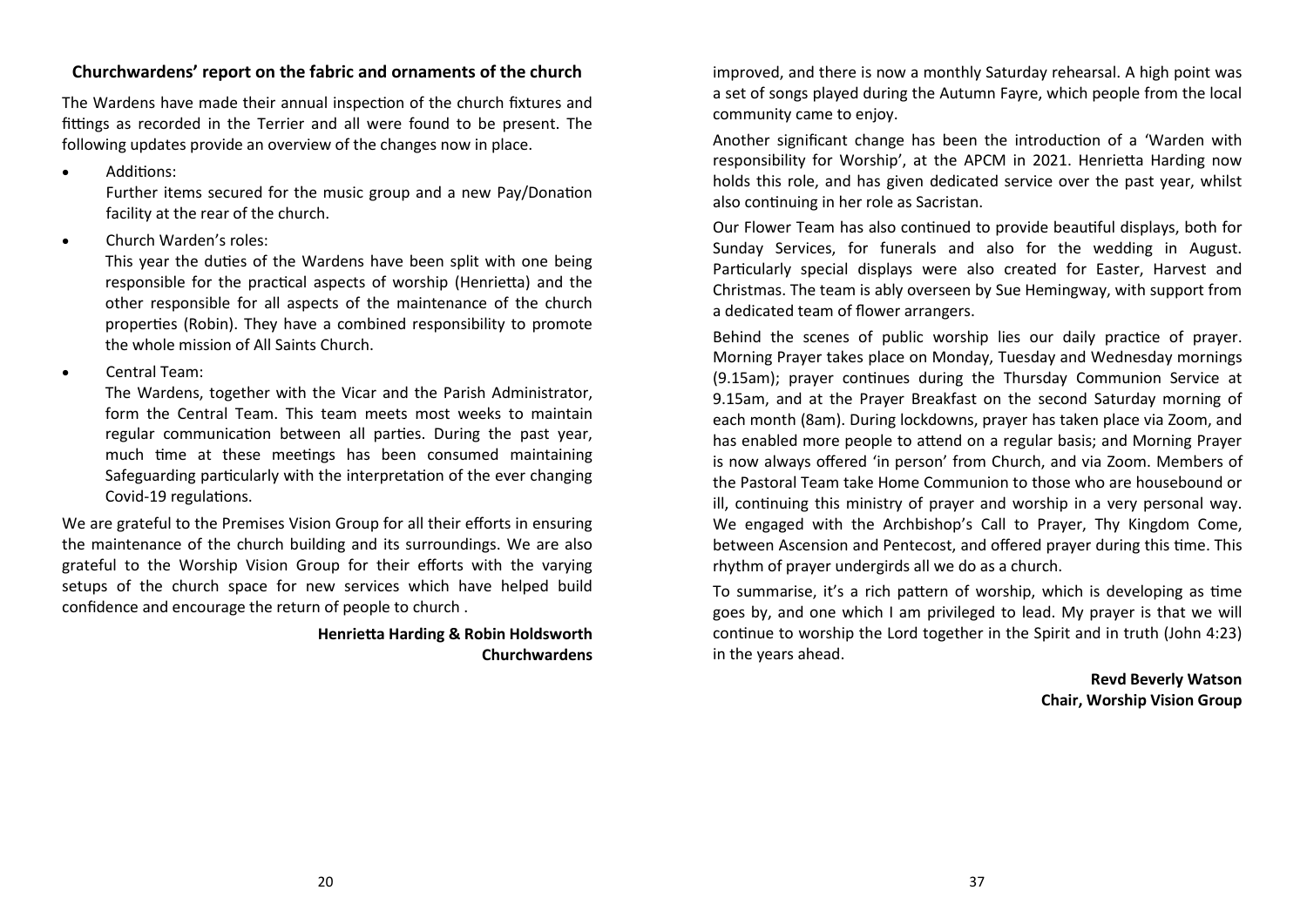## Churchwardens' report on the fabric and ornaments of the church

The Wardens have made their annual inspection of the church fixtures and fittings as recorded in the Terrier and all were found to be present. The following updates provide an overview of the changes now in place.

- Additions:
  Further items secured for the music group and a new Pay/Donation facility at the rear of the church.
- Church Warden's roles:
  This year the duties of the Wardens have been split with one being responsible for the practical aspects of worship (Henrietta) and the other responsible for all aspects of the maintenance of the church properties (Robin). They have a combined responsibility to promote the whole mission of All Saints Church.
- Central Team:
  The Wardens, together with the Vicar and the Parish Administrator, form the Central Team. This team meets most weeks to maintain regular communication between all parties. During the past year, much time at these meetings has been consumed maintaining Safeguarding particularly with the interpretation of the ever changing Covid-19 regulations.

We are grateful to the Premises Vision Group for all their efforts in ensuring the maintenance of the church building and its surroundings. We are also grateful to the Worship Vision Group for their efforts with the varying setups of the church space for new services which have helped build confidence and encourage the return of people to church .

**Henrietta Harding & Robin Holdsworth**
**Churchwardens**

improved, and there is now a monthly Saturday rehearsal. A high point was a set of songs played during the Autumn Fayre, which people from the local community came to enjoy.

Another significant change has been the introduction of a 'Warden with responsibility for Worship', at the APCM in 2021. Henrietta Harding now holds this role, and has given dedicated service over the past year, whilst also continuing in her role as Sacristan.

Our Flower Team has also continued to provide beautiful displays, both for Sunday Services, for funerals and also for the wedding in August. Particularly special displays were also created for Easter, Harvest and Christmas. The team is ably overseen by Sue Hemingway, with support from a dedicated team of flower arrangers.

Behind the scenes of public worship lies our daily practice of prayer. Morning Prayer takes place on Monday, Tuesday and Wednesday mornings (9.15am); prayer continues during the Thursday Communion Service at 9.15am, and at the Prayer Breakfast on the second Saturday morning of each month (8am). During lockdowns, prayer has taken place via Zoom, and has enabled more people to attend on a regular basis; and Morning Prayer is now always offered 'in person' from Church, and via Zoom. Members of the Pastoral Team take Home Communion to those who are housebound or ill, continuing this ministry of prayer and worship in a very personal way. We engaged with the Archbishop's Call to Prayer, Thy Kingdom Come, between Ascension and Pentecost, and offered prayer during this time. This rhythm of prayer undergirds all we do as a church.

To summarise, it's a rich pattern of worship, which is developing as time goes by, and one which I am privileged to lead. My prayer is that we will continue to worship the Lord together in the Spirit and in truth (John 4:23) in the years ahead.

**Revd Beverly Watson**
**Chair, Worship Vision Group**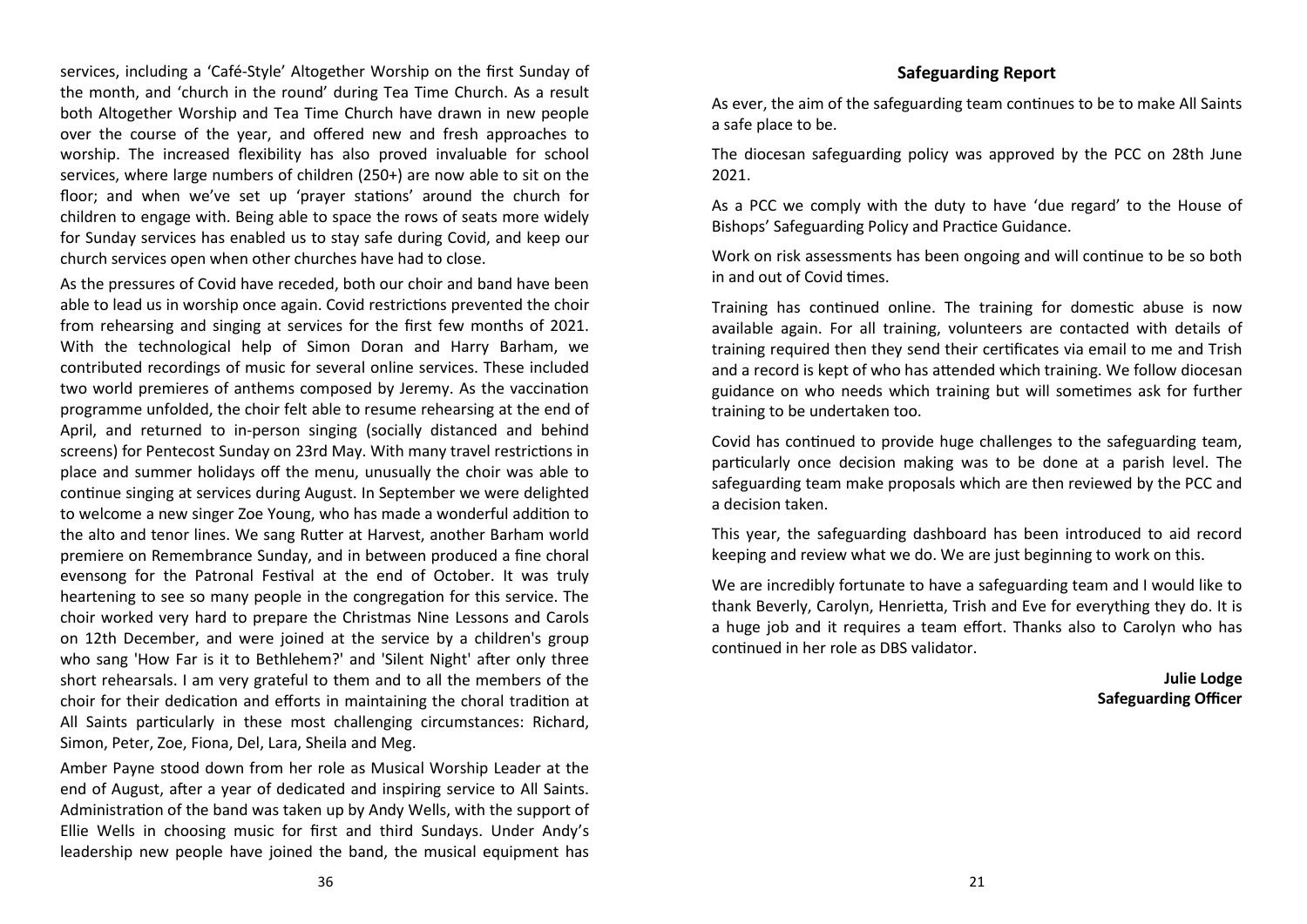services, including a 'Café-Style' Altogether Worship on the first Sunday of the month, and 'church in the round' during Tea Time Church. As a result both Altogether Worship and Tea Time Church have drawn in new people over the course of the year, and offered new and fresh approaches to worship. The increased flexibility has also proved invaluable for school services, where large numbers of children (250+) are now able to sit on the floor; and when we've set up 'prayer stations' around the church for children to engage with. Being able to space the rows of seats more widely for Sunday services has enabled us to stay safe during Covid, and keep our church services open when other churches have had to close.

As the pressures of Covid have receded, both our choir and band have been able to lead us in worship once again. Covid restrictions prevented the choir from rehearsing and singing at services for the first few months of 2021. With the technological help of Simon Doran and Harry Barham, we contributed recordings of music for several online services. These included two world premieres of anthems composed by Jeremy. As the vaccination programme unfolded, the choir felt able to resume rehearsing at the end of April, and returned to in-person singing (socially distanced and behind screens) for Pentecost Sunday on 23rd May. With many travel restrictions in place and summer holidays off the menu, unusually the choir was able to continue singing at services during August. In September we were delighted to welcome a new singer Zoe Young, who has made a wonderful addition to the alto and tenor lines. We sang Rutter at Harvest, another Barham world premiere on Remembrance Sunday, and in between produced a fine choral evensong for the Patronal Festival at the end of October. It was truly heartening to see so many people in the congregation for this service. The choir worked very hard to prepare the Christmas Nine Lessons and Carols on 12th December, and were joined at the service by a children's group who sang 'How Far is it to Bethlehem?' and 'Silent Night' after only three short rehearsals. I am very grateful to them and to all the members of the choir for their dedication and efforts in maintaining the choral tradition at All Saints particularly in these most challenging circumstances: Richard, Simon, Peter, Zoe, Fiona, Del, Lara, Sheila and Meg.

Amber Payne stood down from her role as Musical Worship Leader at the end of August, after a year of dedicated and inspiring service to All Saints. Administration of the band was taken up by Andy Wells, with the support of Ellie Wells in choosing music for first and third Sundays. Under Andy's leadership new people have joined the band, the musical equipment has

## Safeguarding Report

As ever, the aim of the safeguarding team continues to be to make All Saints a safe place to be.

The diocesan safeguarding policy was approved by the PCC on 28th June 2021.

As a PCC we comply with the duty to have 'due regard' to the House of Bishops' Safeguarding Policy and Practice Guidance.

Work on risk assessments has been ongoing and will continue to be so both in and out of Covid times.

Training has continued online. The training for domestic abuse is now available again. For all training, volunteers are contacted with details of training required then they send their certificates via email to me and Trish and a record is kept of who has attended which training. We follow diocesan guidance on who needs which training but will sometimes ask for further training to be undertaken too.

Covid has continued to provide huge challenges to the safeguarding team, particularly once decision making was to be done at a parish level. The safeguarding team make proposals which are then reviewed by the PCC and a decision taken.

This year, the safeguarding dashboard has been introduced to aid record keeping and review what we do. We are just beginning to work on this.

We are incredibly fortunate to have a safeguarding team and I would like to thank Beverly, Carolyn, Henrietta, Trish and Eve for everything they do. It is a huge job and it requires a team effort. Thanks also to Carolyn who has continued in her role as DBS validator.

**Julie Lodge**
**Safeguarding Officer**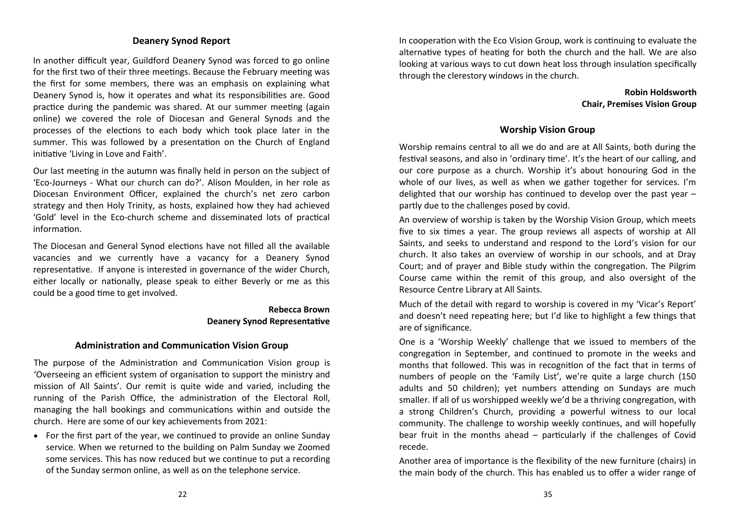## Deanery Synod Report

In another difficult year, Guildford Deanery Synod was forced to go online for the first two of their three meetings. Because the February meeting was the first for some members, there was an emphasis on explaining what Deanery Synod is, how it operates and what its responsibilities are. Good practice during the pandemic was shared. At our summer meeting (again online) we covered the role of Diocesan and General Synods and the processes of the elections to each body which took place later in the summer. This was followed by a presentation on the Church of England initiative 'Living in Love and Faith'.

Our last meeting in the autumn was finally held in person on the subject of 'Eco-Journeys - What our church can do?'. Alison Moulden, in her role as Diocesan Environment Officer, explained the church's net zero carbon strategy and then Holy Trinity, as hosts, explained how they had achieved 'Gold' level in the Eco-church scheme and disseminated lots of practical information.

The Diocesan and General Synod elections have not filled all the available vacancies and we currently have a vacancy for a Deanery Synod representative. If anyone is interested in governance of the wider Church, either locally or nationally, please speak to either Beverly or me as this could be a good time to get involved.

**Rebecca Brown**
**Deanery Synod Representative**

## Administration and Communication Vision Group

The purpose of the Administration and Communication Vision group is 'Overseeing an efficient system of organisation to support the ministry and mission of All Saints'. Our remit is quite wide and varied, including the running of the Parish Office, the administration of the Electoral Roll, managing the hall bookings and communications within and outside the church. Here are some of our key achievements from 2021:

- For the first part of the year, we continued to provide an online Sunday service. When we returned to the building on Palm Sunday we Zoomed some services. This has now reduced but we continue to put a recording of the Sunday sermon online, as well as on the telephone service.

In cooperation with the Eco Vision Group, work is continuing to evaluate the alternative types of heating for both the church and the hall. We are also looking at various ways to cut down heat loss through insulation specifically through the clerestory windows in the church.

**Robin Holdsworth**
**Chair, Premises Vision Group**

## Worship Vision Group

Worship remains central to all we do and are at All Saints, both during the festival seasons, and also in 'ordinary time'. It's the heart of our calling, and our core purpose as a church. Worship it's about honouring God in the whole of our lives, as well as when we gather together for services. I'm delighted that our worship has continued to develop over the past year – partly due to the challenges posed by covid.

An overview of worship is taken by the Worship Vision Group, which meets five to six times a year. The group reviews all aspects of worship at All Saints, and seeks to understand and respond to the Lord's vision for our church. It also takes an overview of worship in our schools, and at Dray Court; and of prayer and Bible study within the congregation. The Pilgrim Course came within the remit of this group, and also oversight of the Resource Centre Library at All Saints.

Much of the detail with regard to worship is covered in my 'Vicar's Report' and doesn't need repeating here; but I'd like to highlight a few things that are of significance.

One is a 'Worship Weekly' challenge that we issued to members of the congregation in September, and continued to promote in the weeks and months that followed. This was in recognition of the fact that in terms of numbers of people on the 'Family List', we're quite a large church (150 adults and 50 children); yet numbers attending on Sundays are much smaller. If all of us worshipped weekly we'd be a thriving congregation, with a strong Children's Church, providing a powerful witness to our local community. The challenge to worship weekly continues, and will hopefully bear fruit in the months ahead – particularly if the challenges of Covid recede.

Another area of importance is the flexibility of the new furniture (chairs) in the main body of the church. This has enabled us to offer a wider range of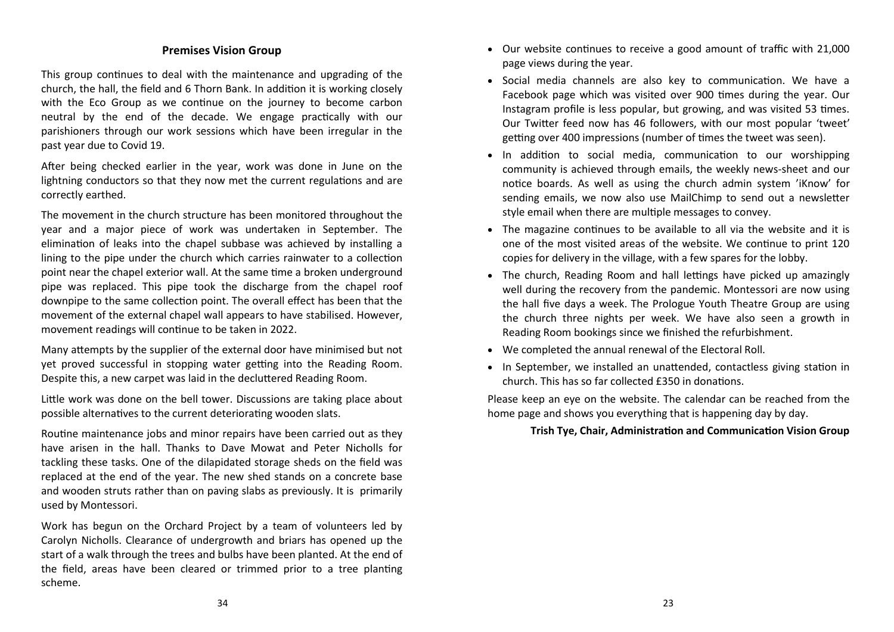## Premises Vision Group

This group continues to deal with the maintenance and upgrading of the church, the hall, the field and 6 Thorn Bank. In addition it is working closely with the Eco Group as we continue on the journey to become carbon neutral by the end of the decade. We engage practically with our parishioners through our work sessions which have been irregular in the past year due to Covid 19.

After being checked earlier in the year, work was done in June on the lightning conductors so that they now met the current regulations and are correctly earthed.

The movement in the church structure has been monitored throughout the year and a major piece of work was undertaken in September. The elimination of leaks into the chapel subbase was achieved by installing a lining to the pipe under the church which carries rainwater to a collection point near the chapel exterior wall. At the same time a broken underground pipe was replaced. This pipe took the discharge from the chapel roof downpipe to the same collection point. The overall effect has been that the movement of the external chapel wall appears to have stabilised. However, movement readings will continue to be taken in 2022.

Many attempts by the supplier of the external door have minimised but not yet proved successful in stopping water getting into the Reading Room. Despite this, a new carpet was laid in the decluttered Reading Room.

Little work was done on the bell tower. Discussions are taking place about possible alternatives to the current deteriorating wooden slats.

Routine maintenance jobs and minor repairs have been carried out as they have arisen in the hall. Thanks to Dave Mowat and Peter Nicholls for tackling these tasks. One of the dilapidated storage sheds on the field was replaced at the end of the year. The new shed stands on a concrete base and wooden struts rather than on paving slabs as previously. It is primarily used by Montessori.

Work has begun on the Orchard Project by a team of volunteers led by Carolyn Nicholls. Clearance of undergrowth and briars has opened up the start of a walk through the trees and bulbs have been planted. At the end of the field, areas have been cleared or trimmed prior to a tree planting scheme.

- Our website continues to receive a good amount of traffic with 21,000 page views during the year.
- Social media channels are also key to communication. We have a Facebook page which was visited over 900 times during the year. Our Instagram profile is less popular, but growing, and was visited 53 times. Our Twitter feed now has 46 followers, with our most popular 'tweet' getting over 400 impressions (number of times the tweet was seen).
- In addition to social media, communication to our worshipping community is achieved through emails, the weekly news-sheet and our notice boards. As well as using the church admin system 'iKnow' for sending emails, we now also use MailChimp to send out a newsletter style email when there are multiple messages to convey.
- The magazine continues to be available to all via the website and it is one of the most visited areas of the website. We continue to print 120 copies for delivery in the village, with a few spares for the lobby.
- The church, Reading Room and hall lettings have picked up amazingly well during the recovery from the pandemic. Montessori are now using the hall five days a week. The Prologue Youth Theatre Group are using the church three nights per week. We have also seen a growth in Reading Room bookings since we finished the refurbishment.
- We completed the annual renewal of the Electoral Roll.
- In September, we installed an unattended, contactless giving station in church. This has so far collected £350 in donations.

Please keep an eye on the website. The calendar can be reached from the home page and shows you everything that is happening day by day.

**Trish Tye, Chair, Administration and Communication Vision Group**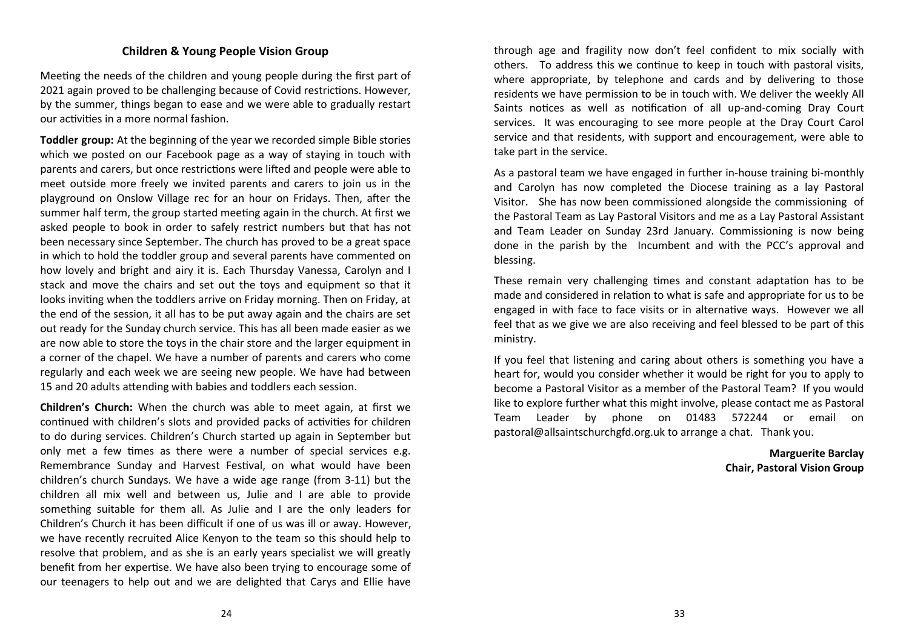### Children & Young People Vision Group

Meeting the needs of the children and young people during the first part of 2021 again proved to be challenging because of Covid restrictions. However, by the summer, things began to ease and we were able to gradually restart our activities in a more normal fashion.

**Toddler group:** At the beginning of the year we recorded simple Bible stories which we posted on our Facebook page as a way of staying in touch with parents and carers, but once restrictions were lifted and people were able to meet outside more freely we invited parents and carers to join us in the playground on Onslow Village rec for an hour on Fridays. Then, after the summer half term, the group started meeting again in the church. At first we asked people to book in order to safely restrict numbers but that has not been necessary since September. The church has proved to be a great space in which to hold the toddler group and several parents have commented on how lovely and bright and airy it is. Each Thursday Vanessa, Carolyn and I stack and move the chairs and set out the toys and equipment so that it looks inviting when the toddlers arrive on Friday morning. Then on Friday, at the end of the session, it all has to be put away again and the chairs are set out ready for the Sunday church service. This has all been made easier as we are now able to store the toys in the chair store and the larger equipment in a corner of the chapel. We have a number of parents and carers who come regularly and each week we are seeing new people. We have had between 15 and 20 adults attending with babies and toddlers each session.

**Children's Church:** When the church was able to meet again, at first we continued with children's slots and provided packs of activities for children to do during services. Children's Church started up again in September but only met a few times as there were a number of special services e.g. Remembrance Sunday and Harvest Festival, on what would have been children's church Sundays. We have a wide age range (from 3-11) but the children all mix well and between us, Julie and I are able to provide something suitable for them all. As Julie and I are the only leaders for Children's Church it has been difficult if one of us was ill or away. However, we have recently recruited Alice Kenyon to the team so this should help to resolve that problem, and as she is an early years specialist we will greatly benefit from her expertise. We have also been trying to encourage some of our teenagers to help out and we are delighted that Carys and Ellie have

through age and fragility now don't feel confident to mix socially with others. To address this we continue to keep in touch with pastoral visits, where appropriate, by telephone and cards and by delivering to those residents we have permission to be in touch with. We deliver the weekly All Saints notices as well as notification of all up-and-coming Dray Court services. It was encouraging to see more people at the Dray Court Carol service and that residents, with support and encouragement, were able to take part in the service.

As a pastoral team we have engaged in further in-house training bi-monthly and Carolyn has now completed the Diocese training as a lay Pastoral Visitor. She has now been commissioned alongside the commissioning of the Pastoral Team as Lay Pastoral Visitors and me as a Lay Pastoral Assistant and Team Leader on Sunday 23rd January. Commissioning is now being done in the parish by the Incumbent and with the PCC's approval and blessing.

These remain very challenging times and constant adaptation has to be made and considered in relation to what is safe and appropriate for us to be engaged in with face to face visits or in alternative ways. However we all feel that as we give we are also receiving and feel blessed to be part of this ministry.

If you feel that listening and caring about others is something you have a heart for, would you consider whether it would be right for you to apply to become a Pastoral Visitor as a member of the Pastoral Team? If you would like to explore further what this might involve, please contact me as Pastoral Team Leader by phone on 01483 572244 or email on pastoral@allsaintschurchgfd.org.uk to arrange a chat. Thank you.

**Marguerite Barclay**
**Chair, Pastoral Vision Group**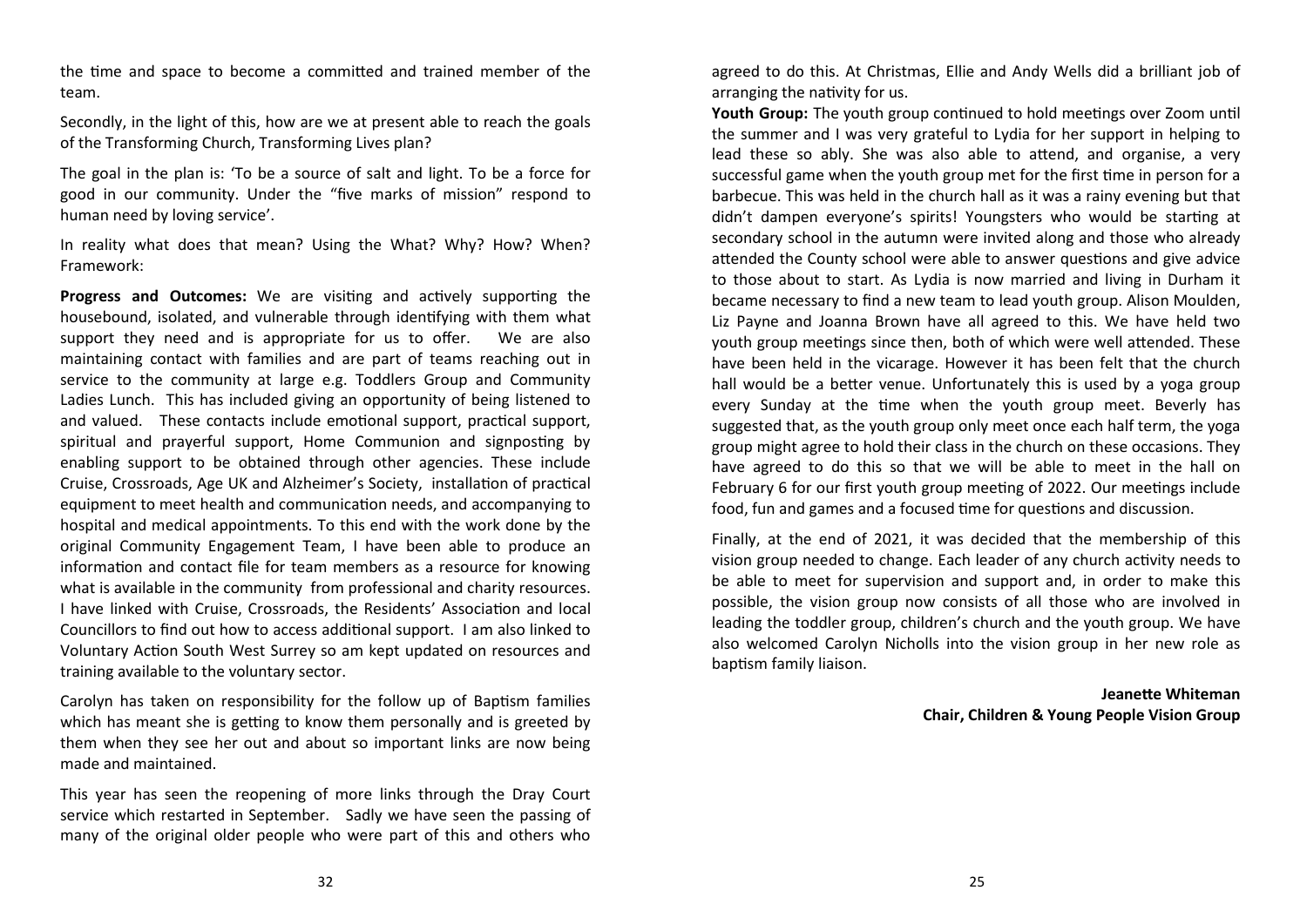the time and space to become a committed and trained member of the team.

Secondly, in the light of this, how are we at present able to reach the goals of the Transforming Church, Transforming Lives plan?

The goal in the plan is: 'To be a source of salt and light. To be a force for good in our community. Under the "five marks of mission" respond to human need by loving service'.

In reality what does that mean? Using the What? Why? How? When? Framework:

**Progress and Outcomes:** We are visiting and actively supporting the housebound, isolated, and vulnerable through identifying with them what support they need and is appropriate for us to offer. We are also maintaining contact with families and are part of teams reaching out in service to the community at large e.g. Toddlers Group and Community Ladies Lunch. This has included giving an opportunity of being listened to and valued. These contacts include emotional support, practical support, spiritual and prayerful support, Home Communion and signposting by enabling support to be obtained through other agencies. These include Cruise, Crossroads, Age UK and Alzheimer's Society, installation of practical equipment to meet health and communication needs, and accompanying to hospital and medical appointments. To this end with the work done by the original Community Engagement Team, I have been able to produce an information and contact file for team members as a resource for knowing what is available in the community from professional and charity resources. I have linked with Cruise, Crossroads, the Residents' Association and local Councillors to find out how to access additional support. I am also linked to Voluntary Action South West Surrey so am kept updated on resources and training available to the voluntary sector.

Carolyn has taken on responsibility for the follow up of Baptism families which has meant she is getting to know them personally and is greeted by them when they see her out and about so important links are now being made and maintained.

This year has seen the reopening of more links through the Dray Court service which restarted in September. Sadly we have seen the passing of many of the original older people who were part of this and others who

agreed to do this. At Christmas, Ellie and Andy Wells did a brilliant job of arranging the nativity for us.

**Youth Group:** The youth group continued to hold meetings over Zoom until the summer and I was very grateful to Lydia for her support in helping to lead these so ably. She was also able to attend, and organise, a very successful game when the youth group met for the first time in person for a barbecue. This was held in the church hall as it was a rainy evening but that didn't dampen everyone's spirits! Youngsters who would be starting at secondary school in the autumn were invited along and those who already attended the County school were able to answer questions and give advice to those about to start. As Lydia is now married and living in Durham it became necessary to find a new team to lead youth group. Alison Moulden, Liz Payne and Joanna Brown have all agreed to this. We have held two youth group meetings since then, both of which were well attended. These have been held in the vicarage. However it has been felt that the church hall would be a better venue. Unfortunately this is used by a yoga group every Sunday at the time when the youth group meet. Beverly has suggested that, as the youth group only meet once each half term, the yoga group might agree to hold their class in the church on these occasions. They have agreed to do this so that we will be able to meet in the hall on February 6 for our first youth group meeting of 2022. Our meetings include food, fun and games and a focused time for questions and discussion.

Finally, at the end of 2021, it was decided that the membership of this vision group needed to change. Each leader of any church activity needs to be able to meet for supervision and support and, in order to make this possible, the vision group now consists of all those who are involved in leading the toddler group, children's church and the youth group. We have also welcomed Carolyn Nicholls into the vision group in her new role as baptism family liaison.

**Jeanette Whiteman**
**Chair, Children & Young People Vision Group**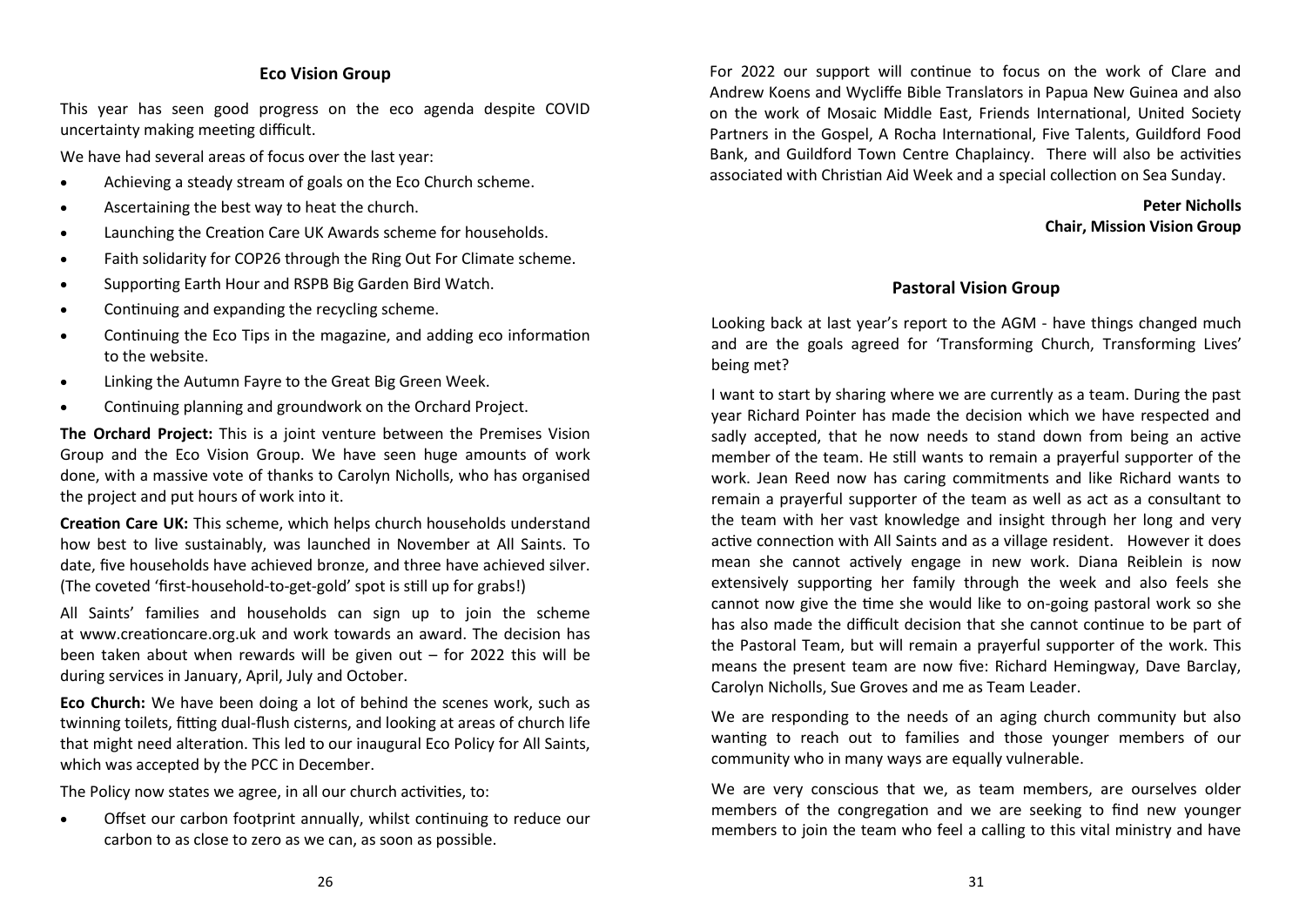## Eco Vision Group

This year has seen good progress on the eco agenda despite COVID uncertainty making meeting difficult.

We have had several areas of focus over the last year:

- Achieving a steady stream of goals on the Eco Church scheme.
- Ascertaining the best way to heat the church.
- Launching the Creation Care UK Awards scheme for households.
- Faith solidarity for COP26 through the Ring Out For Climate scheme.
- Supporting Earth Hour and RSPB Big Garden Bird Watch.
- Continuing and expanding the recycling scheme.
- Continuing the Eco Tips in the magazine, and adding eco information to the website.
- Linking the Autumn Fayre to the Great Big Green Week.
- Continuing planning and groundwork on the Orchard Project.

**The Orchard Project:** This is a joint venture between the Premises Vision Group and the Eco Vision Group. We have seen huge amounts of work done, with a massive vote of thanks to Carolyn Nicholls, who has organised the project and put hours of work into it.

**Creation Care UK:** This scheme, which helps church households understand how best to live sustainably, was launched in November at All Saints. To date, five households have achieved bronze, and three have achieved silver. (The coveted 'first-household-to-get-gold' spot is still up for grabs!)

All Saints' families and households can sign up to join the scheme at www.creationcare.org.uk and work towards an award. The decision has been taken about when rewards will be given out – for 2022 this will be during services in January, April, July and October.

**Eco Church:** We have been doing a lot of behind the scenes work, such as twinning toilets, fitting dual-flush cisterns, and looking at areas of church life that might need alteration. This led to our inaugural Eco Policy for All Saints, which was accepted by the PCC in December.

The Policy now states we agree, in all our church activities, to:

- Offset our carbon footprint annually, whilst continuing to reduce our carbon to as close to zero as we can, as soon as possible.

For 2022 our support will continue to focus on the work of Clare and Andrew Koens and Wycliffe Bible Translators in Papua New Guinea and also on the work of Mosaic Middle East, Friends International, United Society Partners in the Gospel, A Rocha International, Five Talents, Guildford Food Bank, and Guildford Town Centre Chaplaincy. There will also be activities associated with Christian Aid Week and a special collection on Sea Sunday.

**Peter Nicholls**
**Chair, Mission Vision Group**

## Pastoral Vision Group

Looking back at last year's report to the AGM - have things changed much and are the goals agreed for 'Transforming Church, Transforming Lives' being met?

I want to start by sharing where we are currently as a team. During the past year Richard Pointer has made the decision which we have respected and sadly accepted, that he now needs to stand down from being an active member of the team. He still wants to remain a prayerful supporter of the work. Jean Reed now has caring commitments and like Richard wants to remain a prayerful supporter of the team as well as act as a consultant to the team with her vast knowledge and insight through her long and very active connection with All Saints and as a village resident. However it does mean she cannot actively engage in new work. Diana Reiblein is now extensively supporting her family through the week and also feels she cannot now give the time she would like to on-going pastoral work so she has also made the difficult decision that she cannot continue to be part of the Pastoral Team, but will remain a prayerful supporter of the work. This means the present team are now five: Richard Hemingway, Dave Barclay, Carolyn Nicholls, Sue Groves and me as Team Leader.

We are responding to the needs of an aging church community but also wanting to reach out to families and those younger members of our community who in many ways are equally vulnerable.

We are very conscious that we, as team members, are ourselves older members of the congregation and we are seeking to find new younger members to join the team who feel a calling to this vital ministry and have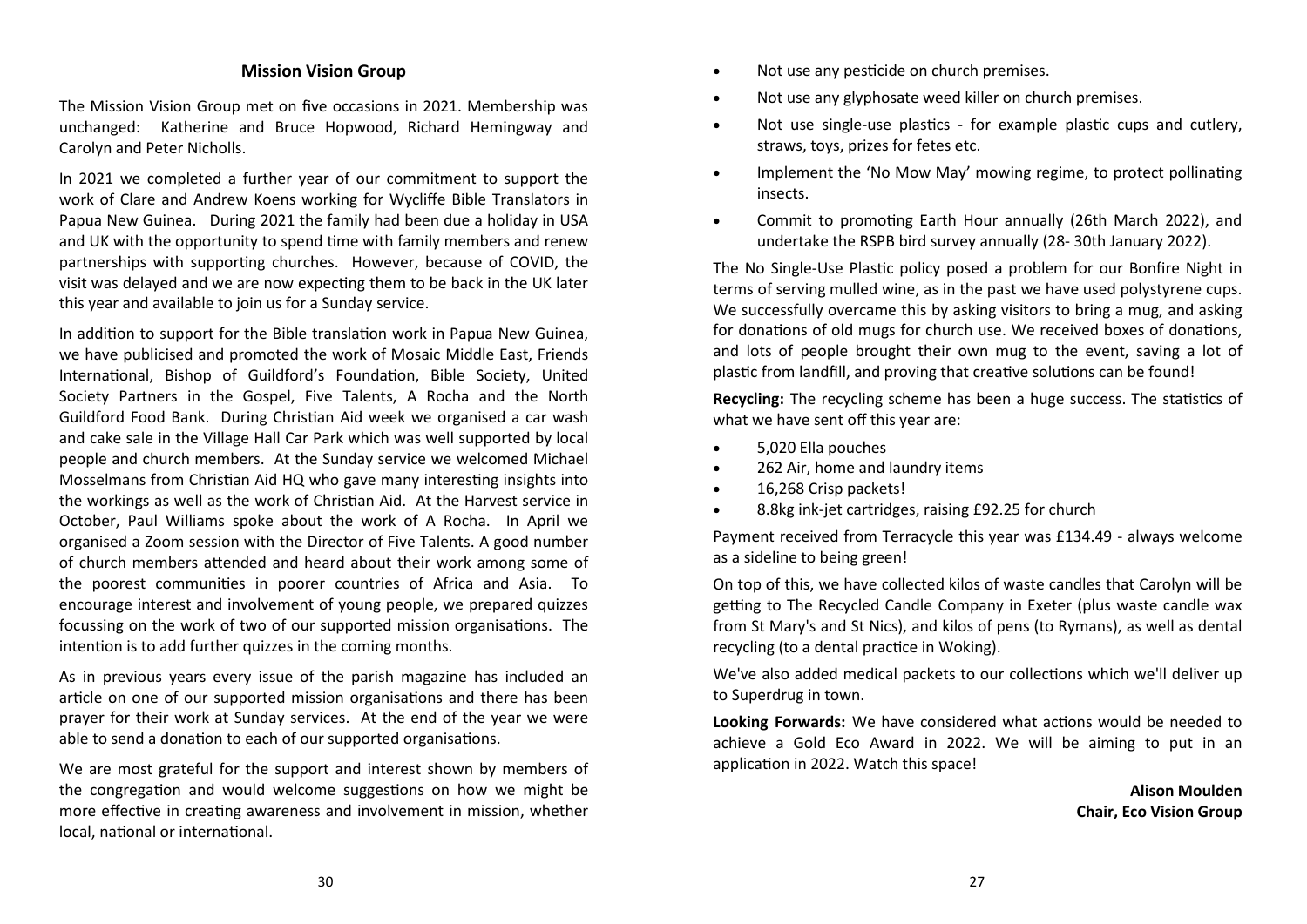## Mission Vision Group

The Mission Vision Group met on five occasions in 2021. Membership was unchanged: Katherine and Bruce Hopwood, Richard Hemingway and Carolyn and Peter Nicholls.

In 2021 we completed a further year of our commitment to support the work of Clare and Andrew Koens working for Wycliffe Bible Translators in Papua New Guinea. During 2021 the family had been due a holiday in USA and UK with the opportunity to spend time with family members and renew partnerships with supporting churches. However, because of COVID, the visit was delayed and we are now expecting them to be back in the UK later this year and available to join us for a Sunday service.

In addition to support for the Bible translation work in Papua New Guinea, we have publicised and promoted the work of Mosaic Middle East, Friends International, Bishop of Guildford's Foundation, Bible Society, United Society Partners in the Gospel, Five Talents, A Rocha and the North Guildford Food Bank. During Christian Aid week we organised a car wash and cake sale in the Village Hall Car Park which was well supported by local people and church members. At the Sunday service we welcomed Michael Mosselmans from Christian Aid HQ who gave many interesting insights into the workings as well as the work of Christian Aid. At the Harvest service in October, Paul Williams spoke about the work of A Rocha. In April we organised a Zoom session with the Director of Five Talents. A good number of church members attended and heard about their work among some of the poorest communities in poorer countries of Africa and Asia. To encourage interest and involvement of young people, we prepared quizzes focussing on the work of two of our supported mission organisations. The intention is to add further quizzes in the coming months.

As in previous years every issue of the parish magazine has included an article on one of our supported mission organisations and there has been prayer for their work at Sunday services. At the end of the year we were able to send a donation to each of our supported organisations.

We are most grateful for the support and interest shown by members of the congregation and would welcome suggestions on how we might be more effective in creating awareness and involvement in mission, whether local, national or international.

- Not use any pesticide on church premises.
- Not use any glyphosate weed killer on church premises.
- Not use single-use plastics - for example plastic cups and cutlery, straws, toys, prizes for fetes etc.
- Implement the 'No Mow May' mowing regime, to protect pollinating insects.
- Commit to promoting Earth Hour annually (26th March 2022), and undertake the RSPB bird survey annually (28- 30th January 2022).

The No Single-Use Plastic policy posed a problem for our Bonfire Night in terms of serving mulled wine, as in the past we have used polystyrene cups. We successfully overcame this by asking visitors to bring a mug, and asking for donations of old mugs for church use. We received boxes of donations, and lots of people brought their own mug to the event, saving a lot of plastic from landfill, and proving that creative solutions can be found!

**Recycling:** The recycling scheme has been a huge success. The statistics of what we have sent off this year are:

- 5,020 Ella pouches
- 262 Air, home and laundry items
- 16,268 Crisp packets!
- 8.8kg ink-jet cartridges, raising £92.25 for church

Payment received from Terracycle this year was £134.49 - always welcome as a sideline to being green!

On top of this, we have collected kilos of waste candles that Carolyn will be getting to The Recycled Candle Company in Exeter (plus waste candle wax from St Mary's and St Nics), and kilos of pens (to Rymans), as well as dental recycling (to a dental practice in Woking).

We've also added medical packets to our collections which we'll deliver up to Superdrug in town.

**Looking Forwards:** We have considered what actions would be needed to achieve a Gold Eco Award in 2022. We will be aiming to put in an application in 2022. Watch this space!

**Alison Moulden**
**Chair, Eco Vision Group**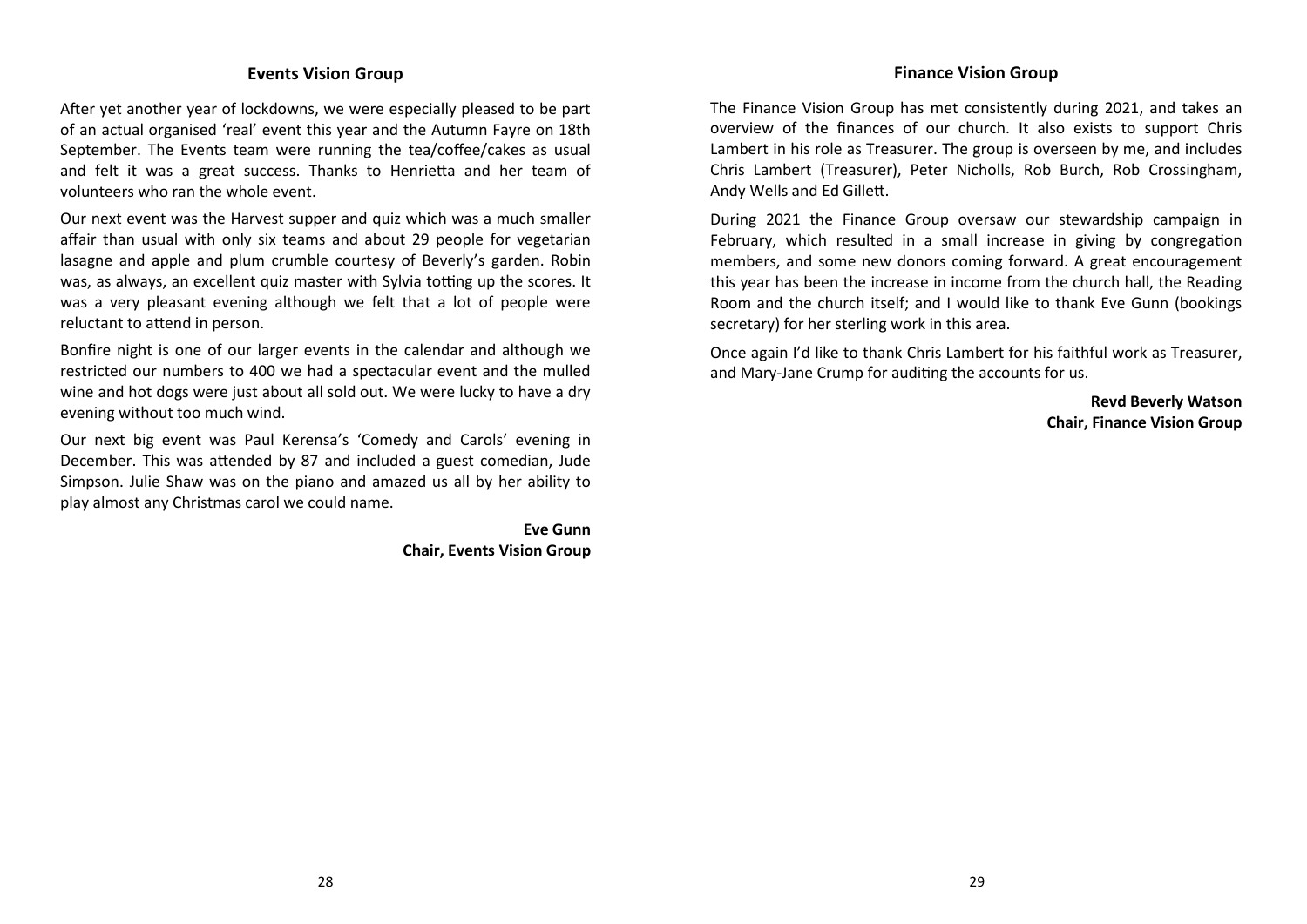## Events Vision Group

After yet another year of lockdowns, we were especially pleased to be part of an actual organised 'real' event this year and the Autumn Fayre on 18th September. The Events team were running the tea/coffee/cakes as usual and felt it was a great success. Thanks to Henrietta and her team of volunteers who ran the whole event.

Our next event was the Harvest supper and quiz which was a much smaller affair than usual with only six teams and about 29 people for vegetarian lasagne and apple and plum crumble courtesy of Beverly's garden. Robin was, as always, an excellent quiz master with Sylvia totting up the scores. It was a very pleasant evening although we felt that a lot of people were reluctant to attend in person.

Bonfire night is one of our larger events in the calendar and although we restricted our numbers to 400 we had a spectacular event and the mulled wine and hot dogs were just about all sold out. We were lucky to have a dry evening without too much wind.

Our next big event was Paul Kerensa's 'Comedy and Carols' evening in December. This was attended by 87 and included a guest comedian, Jude Simpson. Julie Shaw was on the piano and amazed us all by her ability to play almost any Christmas carol we could name.

**Eve Gunn**
**Chair, Events Vision Group**

## Finance Vision Group

The Finance Vision Group has met consistently during 2021, and takes an overview of the finances of our church. It also exists to support Chris Lambert in his role as Treasurer. The group is overseen by me, and includes Chris Lambert (Treasurer), Peter Nicholls, Rob Burch, Rob Crossingham, Andy Wells and Ed Gillett.

During 2021 the Finance Group oversaw our stewardship campaign in February, which resulted in a small increase in giving by congregation members, and some new donors coming forward. A great encouragement this year has been the increase in income from the church hall, the Reading Room and the church itself; and I would like to thank Eve Gunn (bookings secretary) for her sterling work in this area.

Once again I'd like to thank Chris Lambert for his faithful work as Treasurer, and Mary-Jane Crump for auditing the accounts for us.

**Revd Beverly Watson**
**Chair, Finance Vision Group**